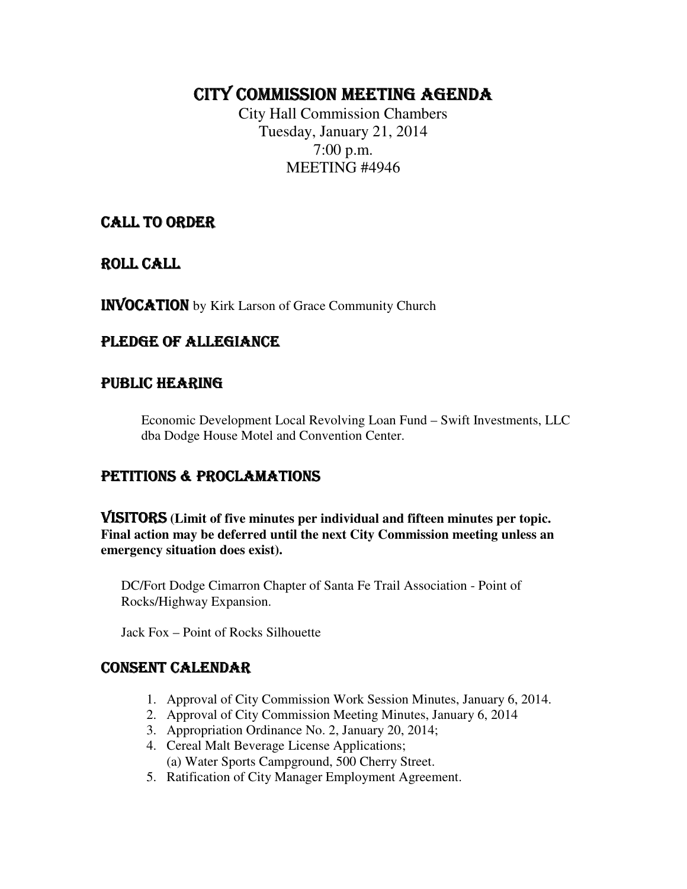# CITY COMMISSION MEETING AGENDA

City Hall Commission Chambers
Tuesday, January 21, 2014
7:00 p.m.
MEETING #4946

## CALL TO ORDER

## ROLL CALL

## INVOCATION by Kirk Larson of Grace Community Church

## PLEDGE OF ALLEGIANCE

## PUBLIC HEARING

Economic Development Local Revolving Loan Fund – Swift Investments, LLC dba Dodge House Motel and Convention Center.

## PETITIONS & PROCLAMATIONS

## VISITORS **(Limit of five minutes per individual and fifteen minutes per topic. Final action may be deferred until the next City Commission meeting unless an emergency situation does exist).**

DC/Fort Dodge Cimarron Chapter of Santa Fe Trail Association - Point of Rocks/Highway Expansion.

Jack Fox – Point of Rocks Silhouette

## CONSENT CALENDAR

1. Approval of City Commission Work Session Minutes, January 6, 2014.
2. Approval of City Commission Meeting Minutes, January 6, 2014
3. Appropriation Ordinance No. 2, January 20, 2014;
4. Cereal Malt Beverage License Applications;
   (a) Water Sports Campground, 500 Cherry Street.
5. Ratification of City Manager Employment Agreement.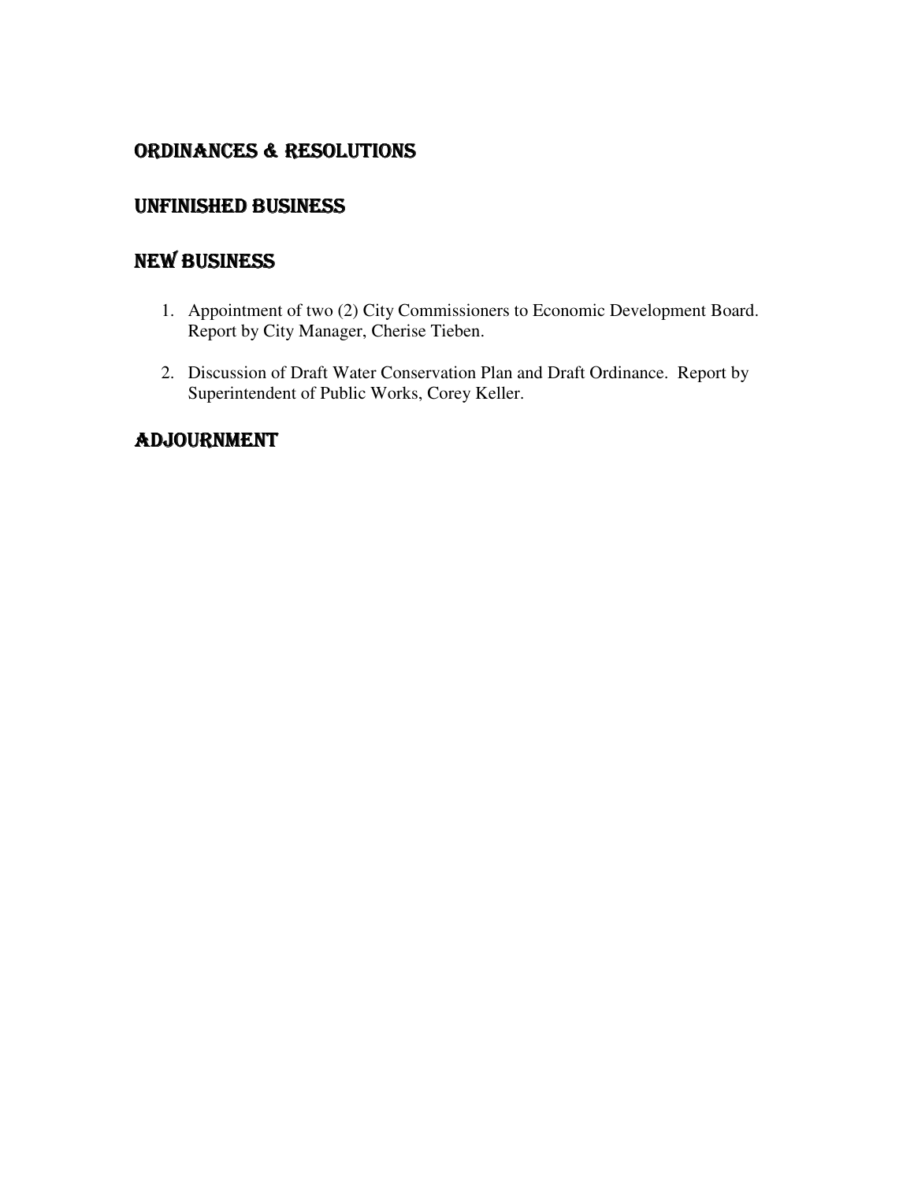## ORDINANCES & RESOLUTIONS

## UNFINISHED BUSINESS

## NEW BUSINESS

1. Appointment of two (2) City Commissioners to Economic Development Board. Report by City Manager, Cherise Tieben.

2. Discussion of Draft Water Conservation Plan and Draft Ordinance. Report by Superintendent of Public Works, Corey Keller.

## ADJOURNMENT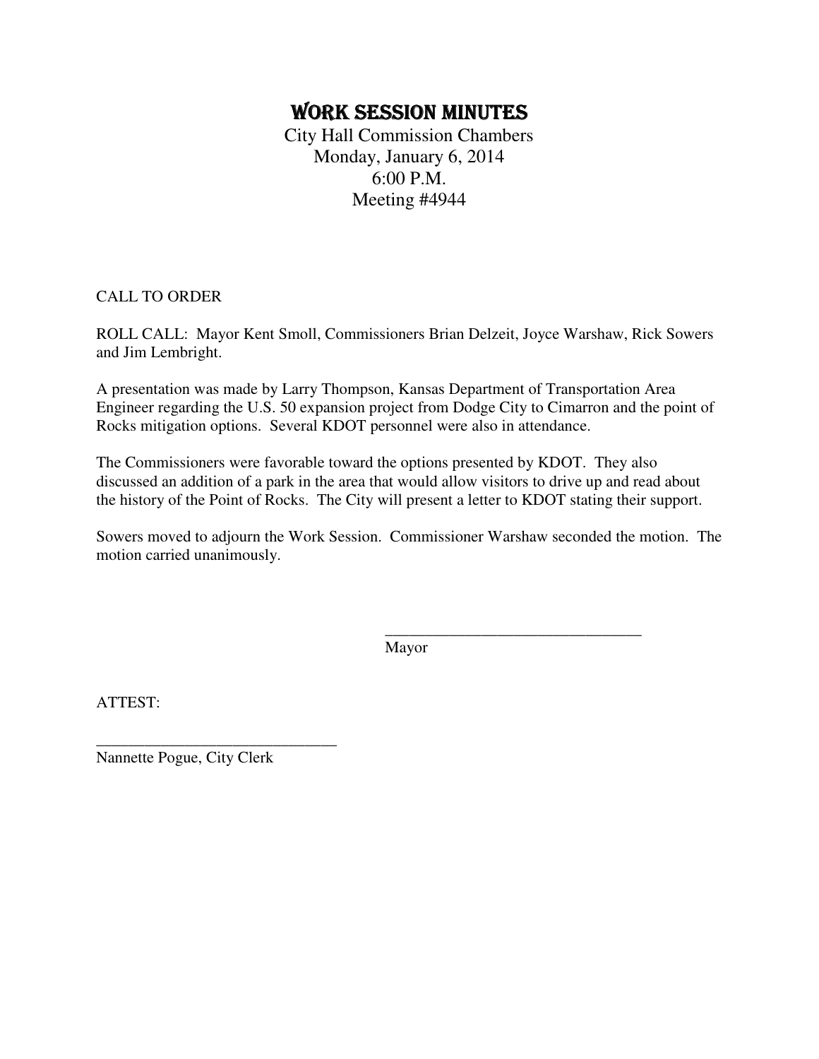# WORK SESSION MINUTES

City Hall Commission Chambers
Monday, January 6, 2014
6:00 P.M.
Meeting #4944

CALL TO ORDER

ROLL CALL: Mayor Kent Smoll, Commissioners Brian Delzeit, Joyce Warshaw, Rick Sowers and Jim Lembright.

A presentation was made by Larry Thompson, Kansas Department of Transportation Area Engineer regarding the U.S. 50 expansion project from Dodge City to Cimarron and the point of Rocks mitigation options. Several KDOT personnel were also in attendance.

The Commissioners were favorable toward the options presented by KDOT. They also discussed an addition of a park in the area that would allow visitors to drive up and read about the history of the Point of Rocks. The City will present a letter to KDOT stating their support.

Sowers moved to adjourn the Work Session. Commissioner Warshaw seconded the motion. The motion carried unanimously.

________________________________
Mayor

ATTEST:

______________________________
Nannette Pogue, City Clerk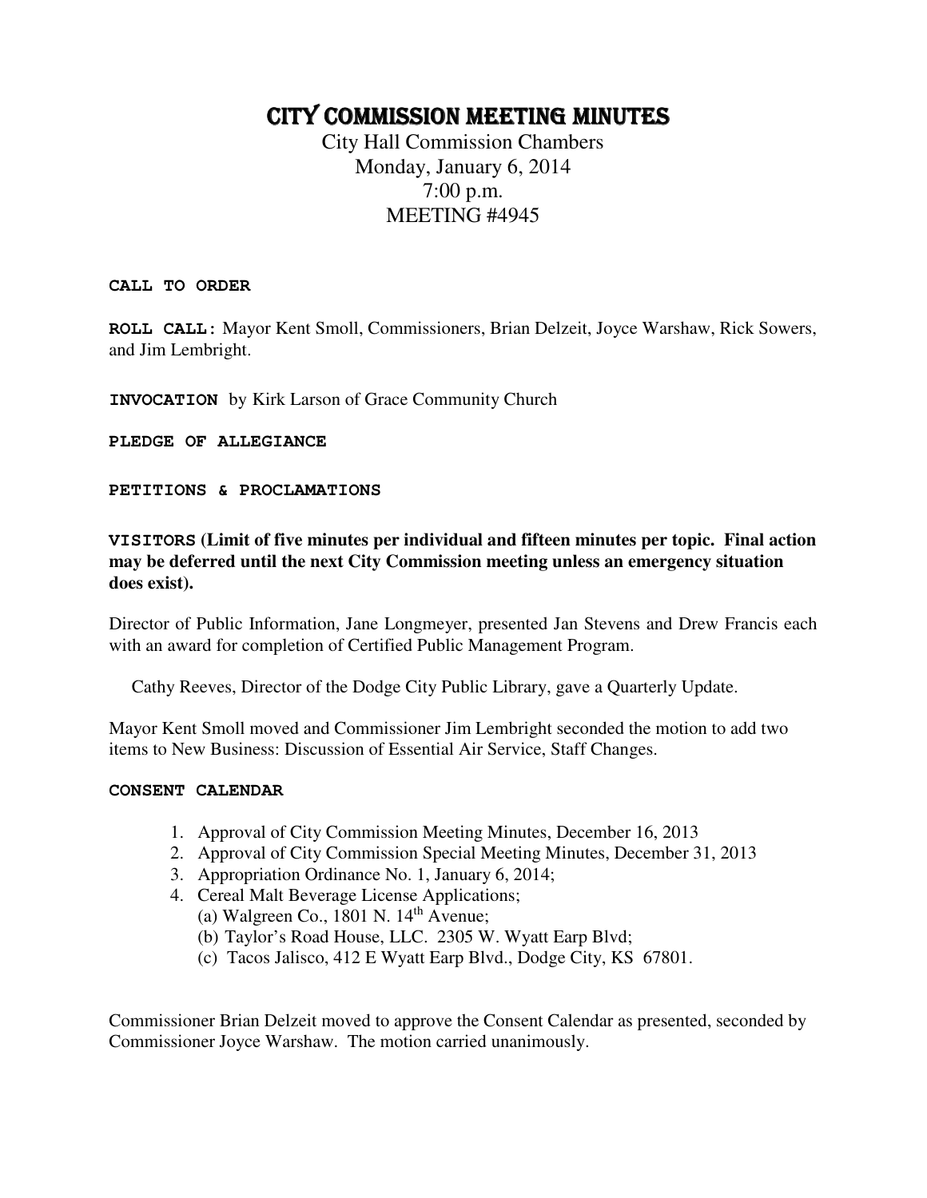# CITY COMMISSION MEETING MINUTES

City Hall Commission Chambers
Monday, January 6, 2014
7:00 p.m.
MEETING #4945

**CALL TO ORDER**

**ROLL CALL:** Mayor Kent Smoll, Commissioners, Brian Delzeit, Joyce Warshaw, Rick Sowers, and Jim Lembright.

**INVOCATION** by Kirk Larson of Grace Community Church

**PLEDGE OF ALLEGIANCE**

**PETITIONS & PROCLAMATIONS**

**VISITORS (Limit of five minutes per individual and fifteen minutes per topic. Final action may be deferred until the next City Commission meeting unless an emergency situation does exist).**

Director of Public Information, Jane Longmeyer, presented Jan Stevens and Drew Francis each with an award for completion of Certified Public Management Program.

Cathy Reeves, Director of the Dodge City Public Library, gave a Quarterly Update.

Mayor Kent Smoll moved and Commissioner Jim Lembright seconded the motion to add two items to New Business: Discussion of Essential Air Service, Staff Changes.

**CONSENT CALENDAR**

1. Approval of City Commission Meeting Minutes, December 16, 2013
2. Approval of City Commission Special Meeting Minutes, December 31, 2013
3. Appropriation Ordinance No. 1, January 6, 2014;
4. Cereal Malt Beverage License Applications;
   (a) Walgreen Co., 1801 N. 14th Avenue;
   (b) Taylor's Road House, LLC. 2305 W. Wyatt Earp Blvd;
   (c) Tacos Jalisco, 412 E Wyatt Earp Blvd., Dodge City, KS 67801.

Commissioner Brian Delzeit moved to approve the Consent Calendar as presented, seconded by Commissioner Joyce Warshaw. The motion carried unanimously.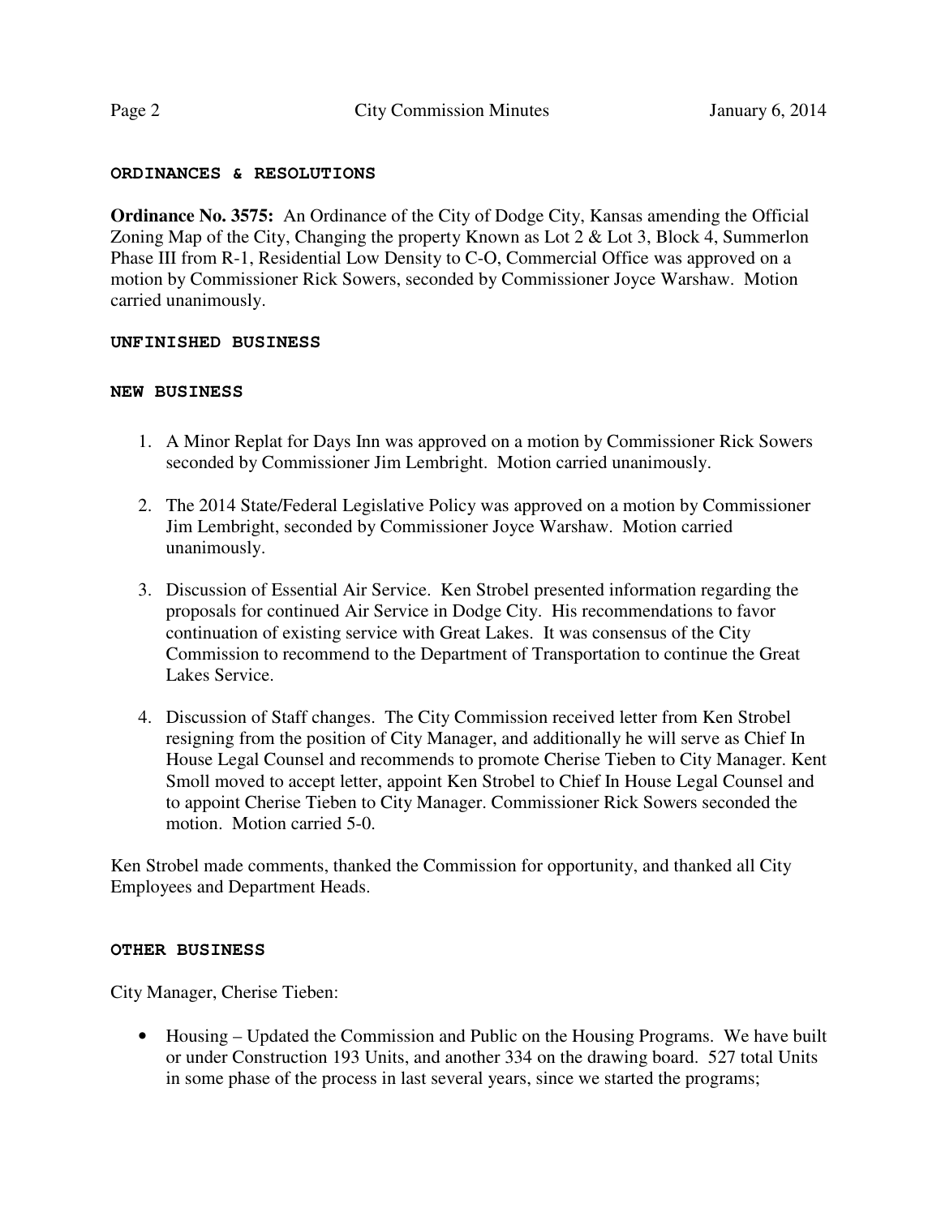#### ORDINANCES & RESOLUTIONS

**Ordinance No. 3575:** An Ordinance of the City of Dodge City, Kansas amending the Official Zoning Map of the City, Changing the property Known as Lot 2 & Lot 3, Block 4, Summerlon Phase III from R-1, Residential Low Density to C-O, Commercial Office was approved on a motion by Commissioner Rick Sowers, seconded by Commissioner Joyce Warshaw. Motion carried unanimously.

#### UNFINISHED BUSINESS

#### NEW BUSINESS

1. A Minor Replat for Days Inn was approved on a motion by Commissioner Rick Sowers seconded by Commissioner Jim Lembright. Motion carried unanimously.

2. The 2014 State/Federal Legislative Policy was approved on a motion by Commissioner Jim Lembright, seconded by Commissioner Joyce Warshaw. Motion carried unanimously.

3. Discussion of Essential Air Service. Ken Strobel presented information regarding the proposals for continued Air Service in Dodge City. His recommendations to favor continuation of existing service with Great Lakes. It was consensus of the City Commission to recommend to the Department of Transportation to continue the Great Lakes Service.

4. Discussion of Staff changes. The City Commission received letter from Ken Strobel resigning from the position of City Manager, and additionally he will serve as Chief In House Legal Counsel and recommends to promote Cherise Tieben to City Manager. Kent Smoll moved to accept letter, appoint Ken Strobel to Chief In House Legal Counsel and to appoint Cherise Tieben to City Manager. Commissioner Rick Sowers seconded the motion. Motion carried 5-0.

Ken Strobel made comments, thanked the Commission for opportunity, and thanked all City Employees and Department Heads.

#### OTHER BUSINESS

City Manager, Cherise Tieben:

- Housing – Updated the Commission and Public on the Housing Programs. We have built or under Construction 193 Units, and another 334 on the drawing board. 527 total Units in some phase of the process in last several years, since we started the programs;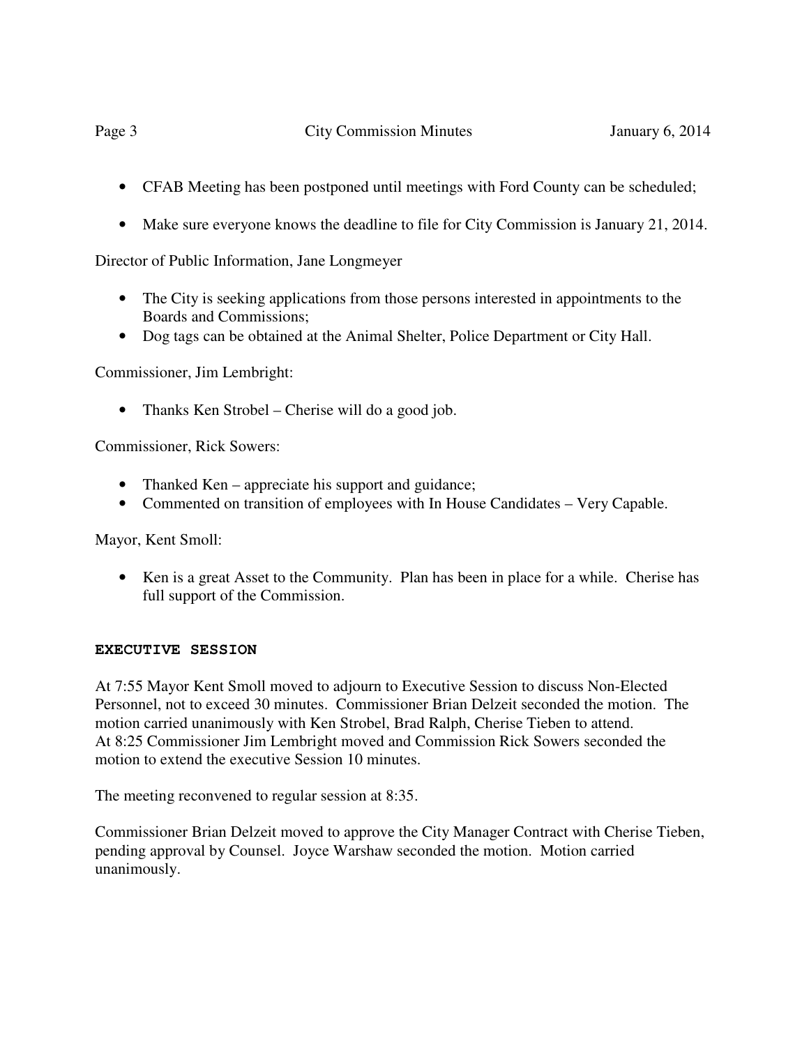- CFAB Meeting has been postponed until meetings with Ford County can be scheduled;
- Make sure everyone knows the deadline to file for City Commission is January 21, 2014.

Director of Public Information, Jane Longmeyer

- The City is seeking applications from those persons interested in appointments to the Boards and Commissions;
- Dog tags can be obtained at the Animal Shelter, Police Department or City Hall.

Commissioner, Jim Lembright:

- Thanks Ken Strobel – Cherise will do a good job.

Commissioner, Rick Sowers:

- Thanked Ken – appreciate his support and guidance;
- Commented on transition of employees with In House Candidates – Very Capable.

Mayor, Kent Smoll:

- Ken is a great Asset to the Community. Plan has been in place for a while. Cherise has full support of the Commission.

**EXECUTIVE SESSION**

At 7:55 Mayor Kent Smoll moved to adjourn to Executive Session to discuss Non-Elected Personnel, not to exceed 30 minutes. Commissioner Brian Delzeit seconded the motion. The motion carried unanimously with Ken Strobel, Brad Ralph, Cherise Tieben to attend.
At 8:25 Commissioner Jim Lembright moved and Commission Rick Sowers seconded the motion to extend the executive Session 10 minutes.

The meeting reconvened to regular session at 8:35.

Commissioner Brian Delzeit moved to approve the City Manager Contract with Cherise Tieben, pending approval by Counsel. Joyce Warshaw seconded the motion. Motion carried unanimously.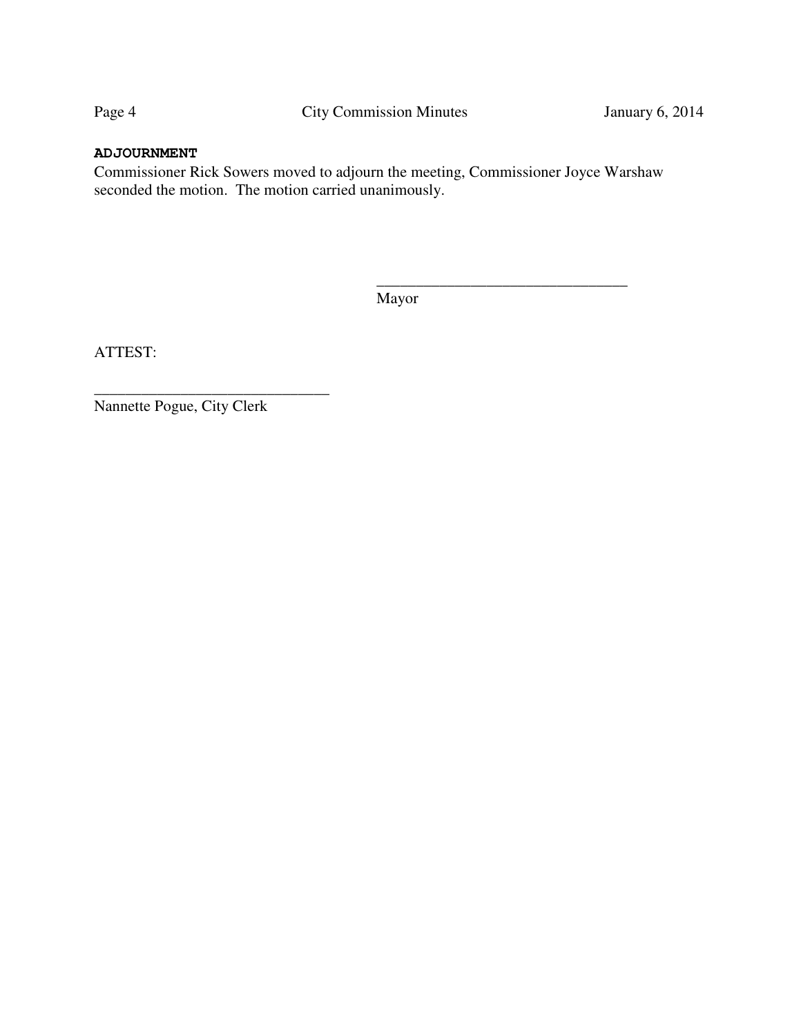**ADJOURNMENT**

Commissioner Rick Sowers moved to adjourn the meeting, Commissioner Joyce Warshaw seconded the motion. The motion carried unanimously.

\_\_\_\_\_\_\_\_\_\_\_\_\_\_\_\_\_\_\_\_\_\_\_\_\_\_\_\_\_\_\_\_

Mayor

ATTEST:

\_\_\_\_\_\_\_\_\_\_\_\_\_\_\_\_\_\_\_\_\_\_\_\_\_\_\_\_\_\_

Nannette Pogue, City Clerk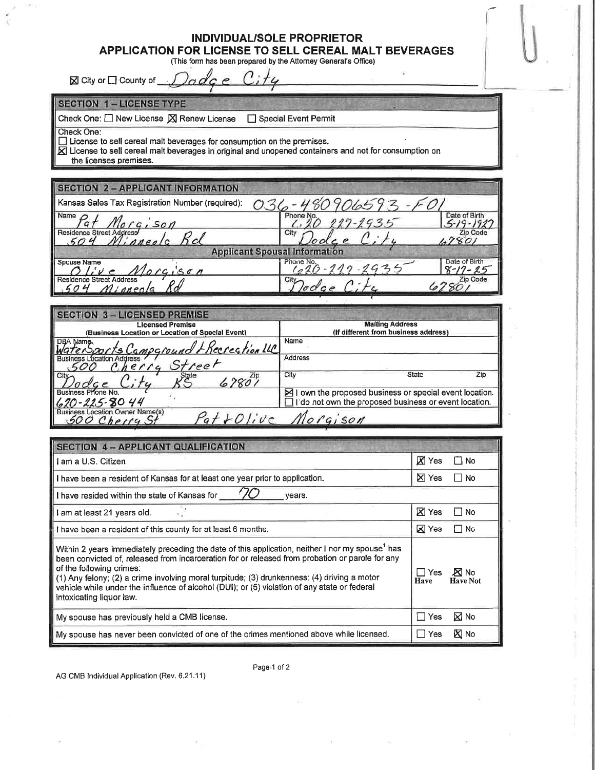# INDIVIDUAL/SOLE PROPRIETOR
# APPLICATION FOR LICENSE TO SELL CEREAL MALT BEVERAGES

(This form has been prepared by the Attorney General's Office)

☒ City or ☐ County of Dodge City

## SECTION 1 – LICENSE TYPE

Check One: ☐ New License ☒ Renew License ☐ Special Event Permit

Check One:
☐ License to sell cereal malt beverages for consumption on the premises.
☒ License to sell cereal malt beverages in original and unopened containers and not for consumption on the licenses premises.

## SECTION 2 – APPLICANT INFORMATION

Kansas Sales Tax Registration Number (required): 036-480906593-F01

| Name | Phone No. | Date of Birth |
|---|---|---|
| Pat Morgison | 620 227-2935 | 5-19-1927 |
| **Residence Street Address** | **City** | **Zip Code** |
| 504 Mineola Rd | Dodge City | 67801 |

**Applicant Spousal Information**

| Spouse Name | Phone No. | Date of Birth |
|---|---|---|
| Olive Morgison | 620-227-2935 | 8-17-25 |
| **Residence Street Address** | **City** | **Zip Code** |
| 504 Mineola Rd | Dodge City | 67801 |

## SECTION 3 – LICENSED PREMISE

| Licensed Premise (Business Location or Location of Special Event) | | | Mailing Address (If different from business address) | | |
|---|---|---|---|---|---|
| DBA Name: WaterSports Campground & Recreation LLC | | | Name | | |
| Business Location Address: 500 Cherry Street | | | Address | | |
| City: Dodge City | State: KS | Zip: 67801 | City | State | Zip |
| Business Phone No.: 620-225-8044 | | | ☒ I own the proposed business or special event location. ☐ I do not own the proposed business or event location. | | |
| Business Location Owner Name(s): 500 Cherry St Pat & Olive Morgison | | | | | |

## SECTION 4 – APPLICANT QUALIFICATION

| | |
|---|---|
| I am a U.S. Citizen | ☒ Yes ☐ No |
| I have been a resident of Kansas for at least one year prior to application. | ☒ Yes ☐ No |
| I have resided within the state of Kansas for 70 years. | |
| I am at least 21 years old. | ☒ Yes ☐ No |
| I have been a resident of this county for at least 6 months. | ☒ Yes ☐ No |
| Within 2 years immediately preceding the date of this application, neither I nor my spouse[1] has been convicted of, released from incarceration for or released from probation or parole for any of the following crimes: (1) Any felony; (2) a crime involving moral turpitude; (3) drunkenness: (4) driving a motor vehicle while under the influence of alcohol (DUI); or (5) violation of any state or federal intoxicating liquor law. | ☐ Yes Have ☒ No Have Not |
| My spouse has previously held a CMB license. | ☐ Yes ☒ No |
| My spouse has never been convicted of one of the crimes mentioned above while licensed. | ☐ Yes ☒ No |

AG CMB Individual Application (Rev. 6.21.11)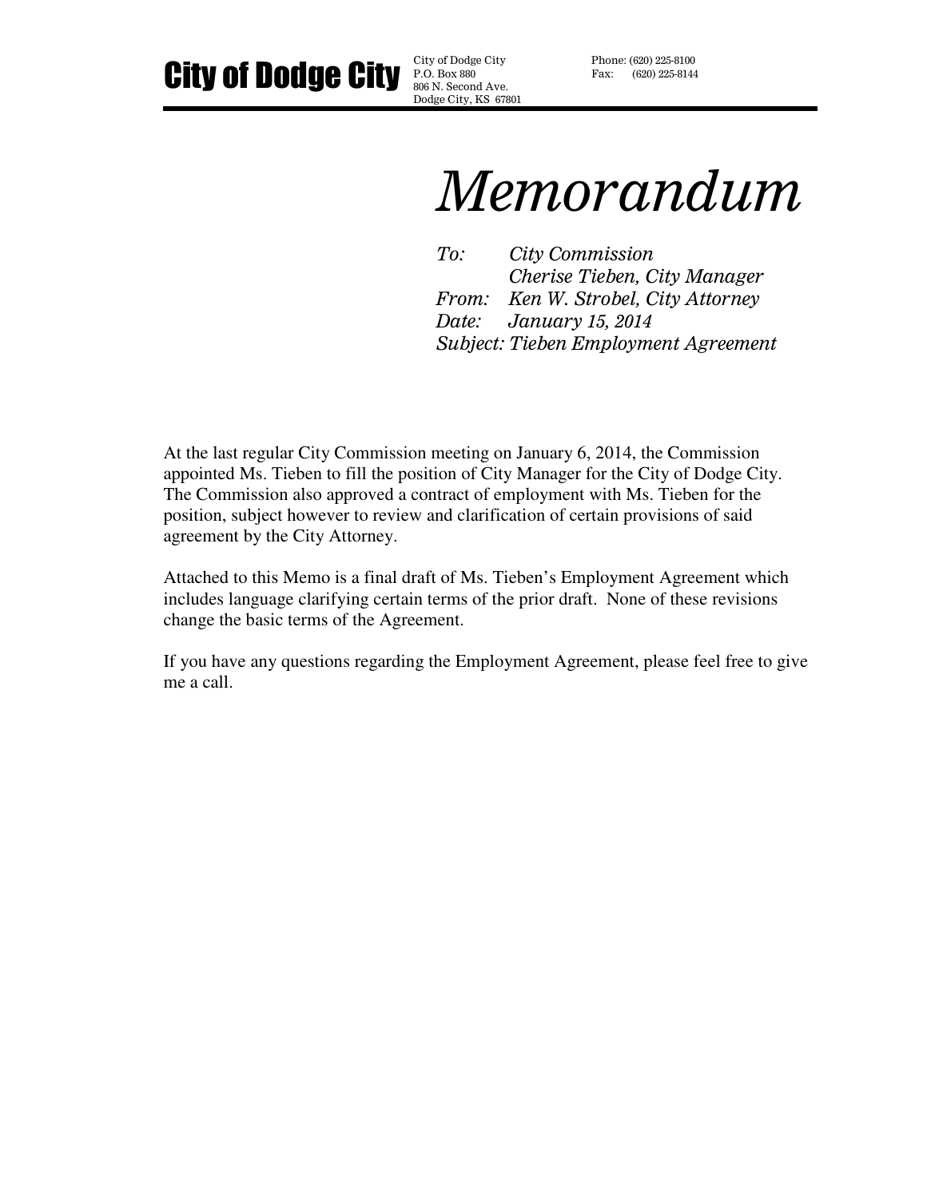**City of Dodge City**

City of Dodge City
P.O. Box 880
806 N. Second Ave.
Dodge City, KS 67801

Phone: (620) 225-8100
Fax: (620) 225-8144

# *Memorandum*

*To:* *City Commission*
*Cherise Tieben, City Manager*
*From:* *Ken W. Strobel, City Attorney*
*Date:* *January 15, 2014*
*Subject:* *Tieben Employment Agreement*

At the last regular City Commission meeting on January 6, 2014, the Commission appointed Ms. Tieben to fill the position of City Manager for the City of Dodge City. The Commission also approved a contract of employment with Ms. Tieben for the position, subject however to review and clarification of certain provisions of said agreement by the City Attorney.

Attached to this Memo is a final draft of Ms. Tieben's Employment Agreement which includes language clarifying certain terms of the prior draft. None of these revisions change the basic terms of the Agreement.

If you have any questions regarding the Employment Agreement, please feel free to give me a call.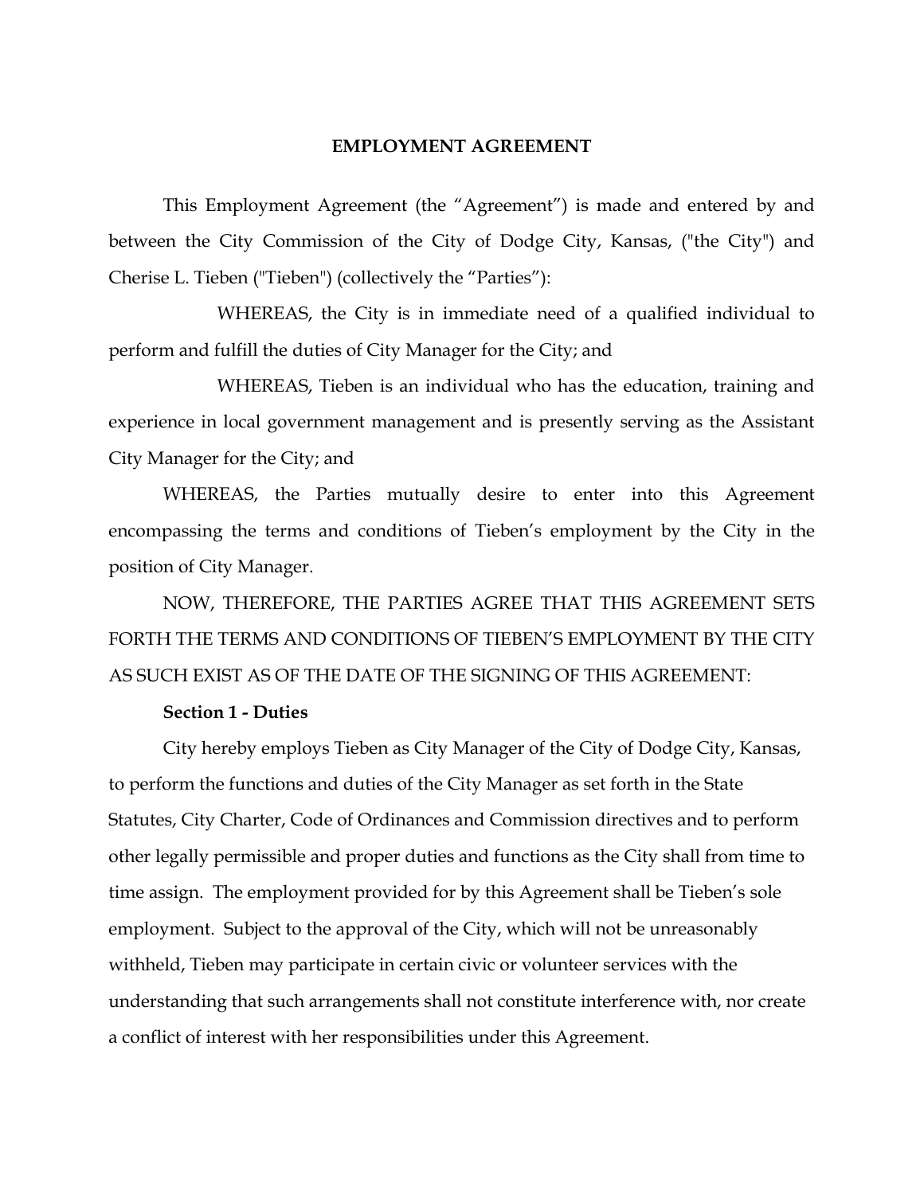# EMPLOYMENT AGREEMENT

This Employment Agreement (the "Agreement") is made and entered by and between the City Commission of the City of Dodge City, Kansas, ("the City") and Cherise L. Tieben ("Tieben") (collectively the "Parties"):

WHEREAS, the City is in immediate need of a qualified individual to perform and fulfill the duties of City Manager for the City; and

WHEREAS, Tieben is an individual who has the education, training and experience in local government management and is presently serving as the Assistant City Manager for the City; and

WHEREAS, the Parties mutually desire to enter into this Agreement encompassing the terms and conditions of Tieben's employment by the City in the position of City Manager.

NOW, THEREFORE, THE PARTIES AGREE THAT THIS AGREEMENT SETS FORTH THE TERMS AND CONDITIONS OF TIEBEN'S EMPLOYMENT BY THE CITY AS SUCH EXIST AS OF THE DATE OF THE SIGNING OF THIS AGREEMENT:

**Section 1 - Duties**

City hereby employs Tieben as City Manager of the City of Dodge City, Kansas, to perform the functions and duties of the City Manager as set forth in the State Statutes, City Charter, Code of Ordinances and Commission directives and to perform other legally permissible and proper duties and functions as the City shall from time to time assign. The employment provided for by this Agreement shall be Tieben's sole employment. Subject to the approval of the City, which will not be unreasonably withheld, Tieben may participate in certain civic or volunteer services with the understanding that such arrangements shall not constitute interference with, nor create a conflict of interest with her responsibilities under this Agreement.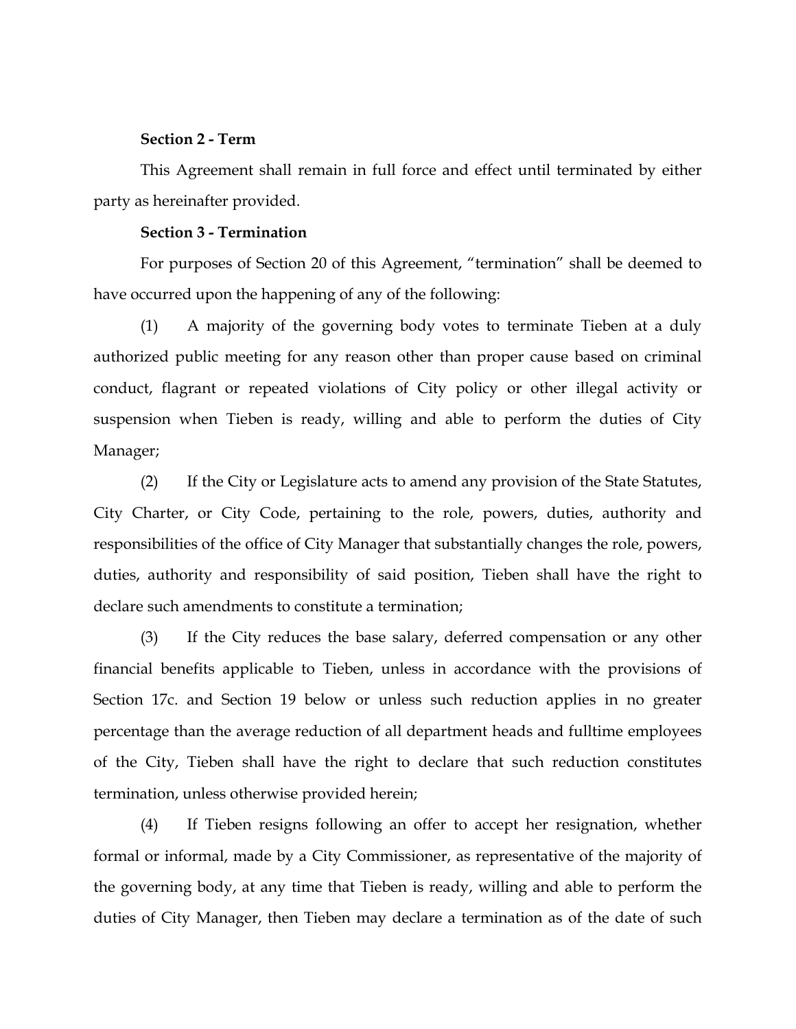**Section 2 - Term**

This Agreement shall remain in full force and effect until terminated by either party as hereinafter provided.

**Section 3 - Termination**

For purposes of Section 20 of this Agreement, "termination" shall be deemed to have occurred upon the happening of any of the following:

(1) A majority of the governing body votes to terminate Tieben at a duly authorized public meeting for any reason other than proper cause based on criminal conduct, flagrant or repeated violations of City policy or other illegal activity or suspension when Tieben is ready, willing and able to perform the duties of City Manager;

(2) If the City or Legislature acts to amend any provision of the State Statutes, City Charter, or City Code, pertaining to the role, powers, duties, authority and responsibilities of the office of City Manager that substantially changes the role, powers, duties, authority and responsibility of said position, Tieben shall have the right to declare such amendments to constitute a termination;

(3) If the City reduces the base salary, deferred compensation or any other financial benefits applicable to Tieben, unless in accordance with the provisions of Section 17c. and Section 19 below or unless such reduction applies in no greater percentage than the average reduction of all department heads and fulltime employees of the City, Tieben shall have the right to declare that such reduction constitutes termination, unless otherwise provided herein;

(4) If Tieben resigns following an offer to accept her resignation, whether formal or informal, made by a City Commissioner, as representative of the majority of the governing body, at any time that Tieben is ready, willing and able to perform the duties of City Manager, then Tieben may declare a termination as of the date of such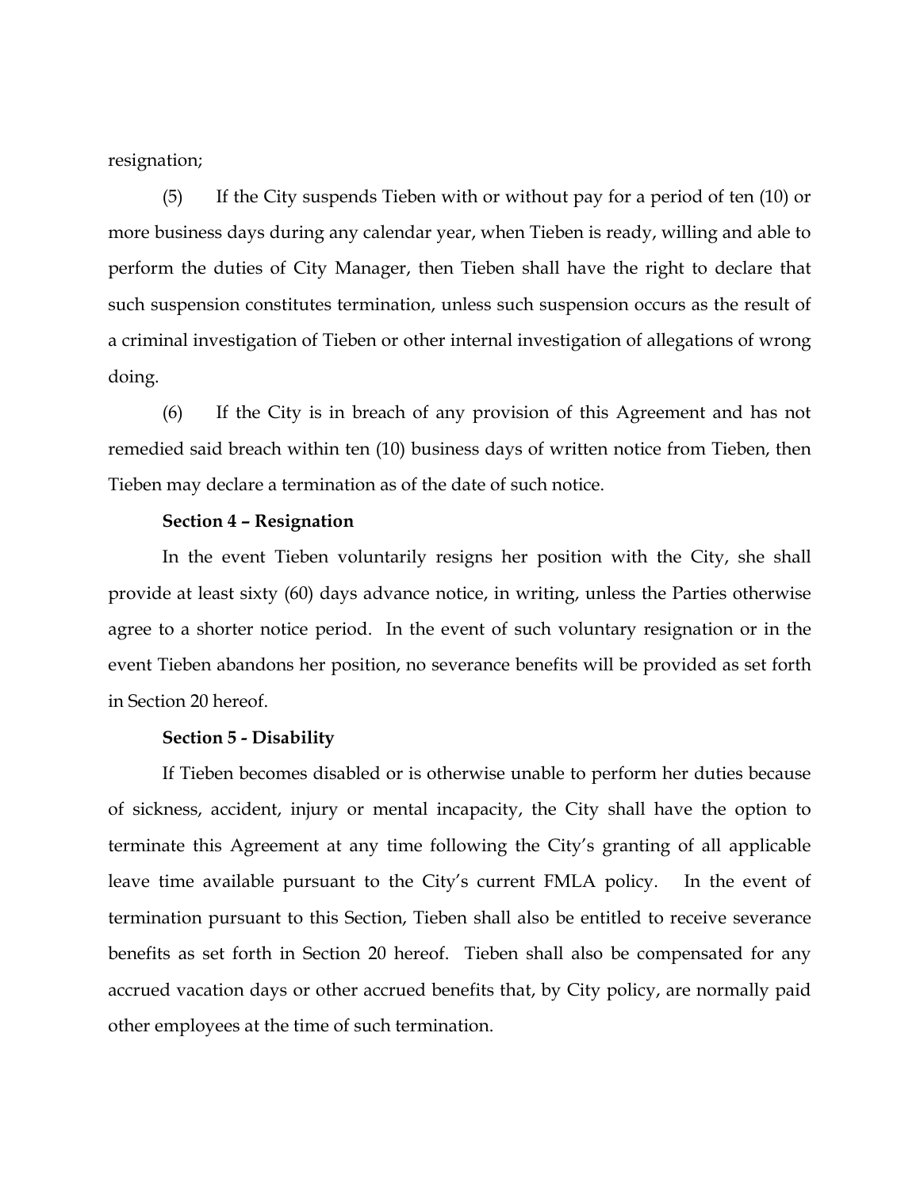resignation;

(5) If the City suspends Tieben with or without pay for a period of ten (10) or more business days during any calendar year, when Tieben is ready, willing and able to perform the duties of City Manager, then Tieben shall have the right to declare that such suspension constitutes termination, unless such suspension occurs as the result of a criminal investigation of Tieben or other internal investigation of allegations of wrong doing.

(6) If the City is in breach of any provision of this Agreement and has not remedied said breach within ten (10) business days of written notice from Tieben, then Tieben may declare a termination as of the date of such notice.

**Section 4 – Resignation**

In the event Tieben voluntarily resigns her position with the City, she shall provide at least sixty (60) days advance notice, in writing, unless the Parties otherwise agree to a shorter notice period. In the event of such voluntary resignation or in the event Tieben abandons her position, no severance benefits will be provided as set forth in Section 20 hereof.

**Section 5 - Disability**

If Tieben becomes disabled or is otherwise unable to perform her duties because of sickness, accident, injury or mental incapacity, the City shall have the option to terminate this Agreement at any time following the City's granting of all applicable leave time available pursuant to the City's current FMLA policy. In the event of termination pursuant to this Section, Tieben shall also be entitled to receive severance benefits as set forth in Section 20 hereof. Tieben shall also be compensated for any accrued vacation days or other accrued benefits that, by City policy, are normally paid other employees at the time of such termination.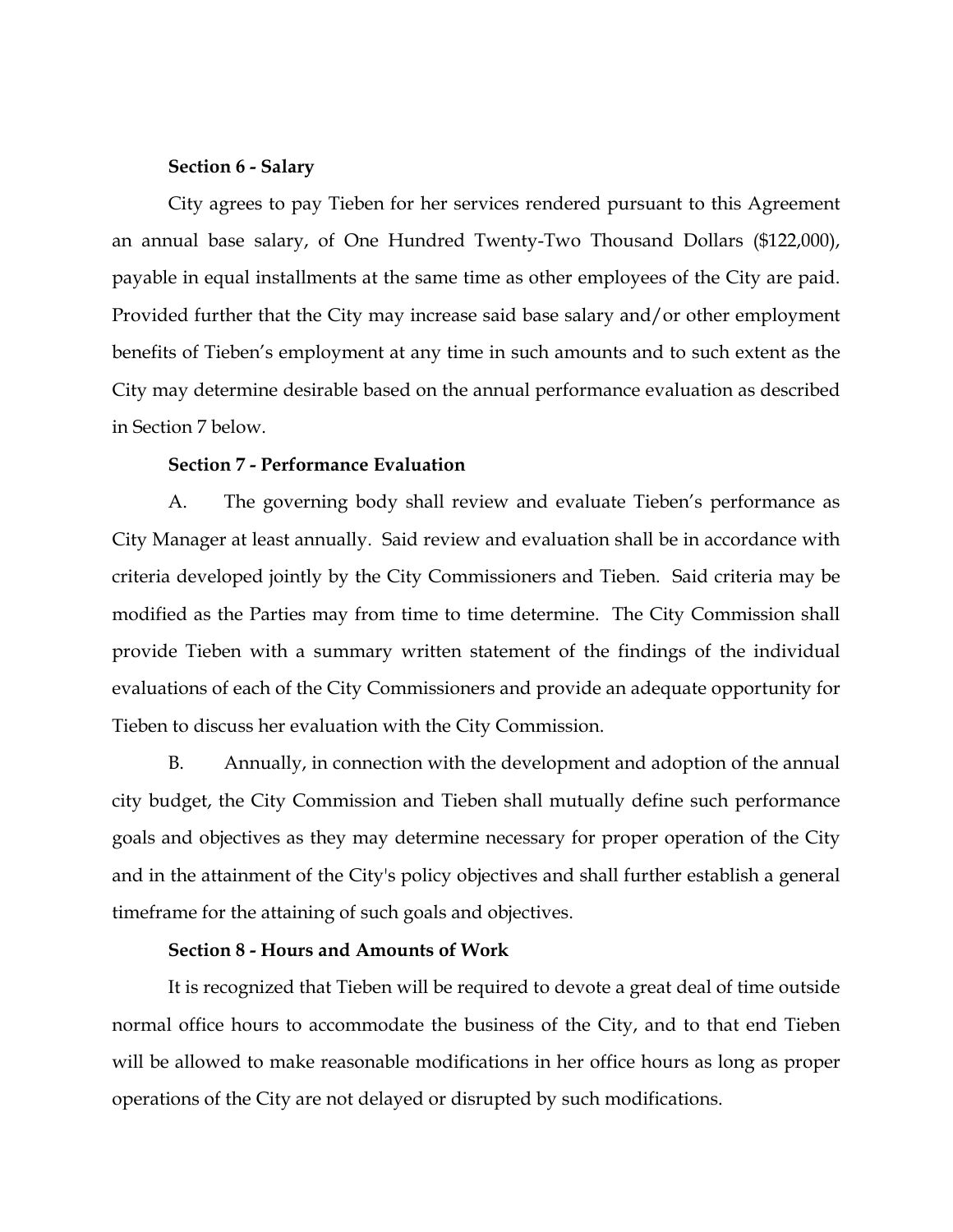**Section 6 - Salary**

City agrees to pay Tieben for her services rendered pursuant to this Agreement an annual base salary, of One Hundred Twenty-Two Thousand Dollars ($122,000), payable in equal installments at the same time as other employees of the City are paid. Provided further that the City may increase said base salary and/or other employment benefits of Tieben's employment at any time in such amounts and to such extent as the City may determine desirable based on the annual performance evaluation as described in Section 7 below.

**Section 7 - Performance Evaluation**

A. The governing body shall review and evaluate Tieben's performance as City Manager at least annually. Said review and evaluation shall be in accordance with criteria developed jointly by the City Commissioners and Tieben. Said criteria may be modified as the Parties may from time to time determine. The City Commission shall provide Tieben with a summary written statement of the findings of the individual evaluations of each of the City Commissioners and provide an adequate opportunity for Tieben to discuss her evaluation with the City Commission.

B. Annually, in connection with the development and adoption of the annual city budget, the City Commission and Tieben shall mutually define such performance goals and objectives as they may determine necessary for proper operation of the City and in the attainment of the City's policy objectives and shall further establish a general timeframe for the attaining of such goals and objectives.

**Section 8 - Hours and Amounts of Work**

It is recognized that Tieben will be required to devote a great deal of time outside normal office hours to accommodate the business of the City, and to that end Tieben will be allowed to make reasonable modifications in her office hours as long as proper operations of the City are not delayed or disrupted by such modifications.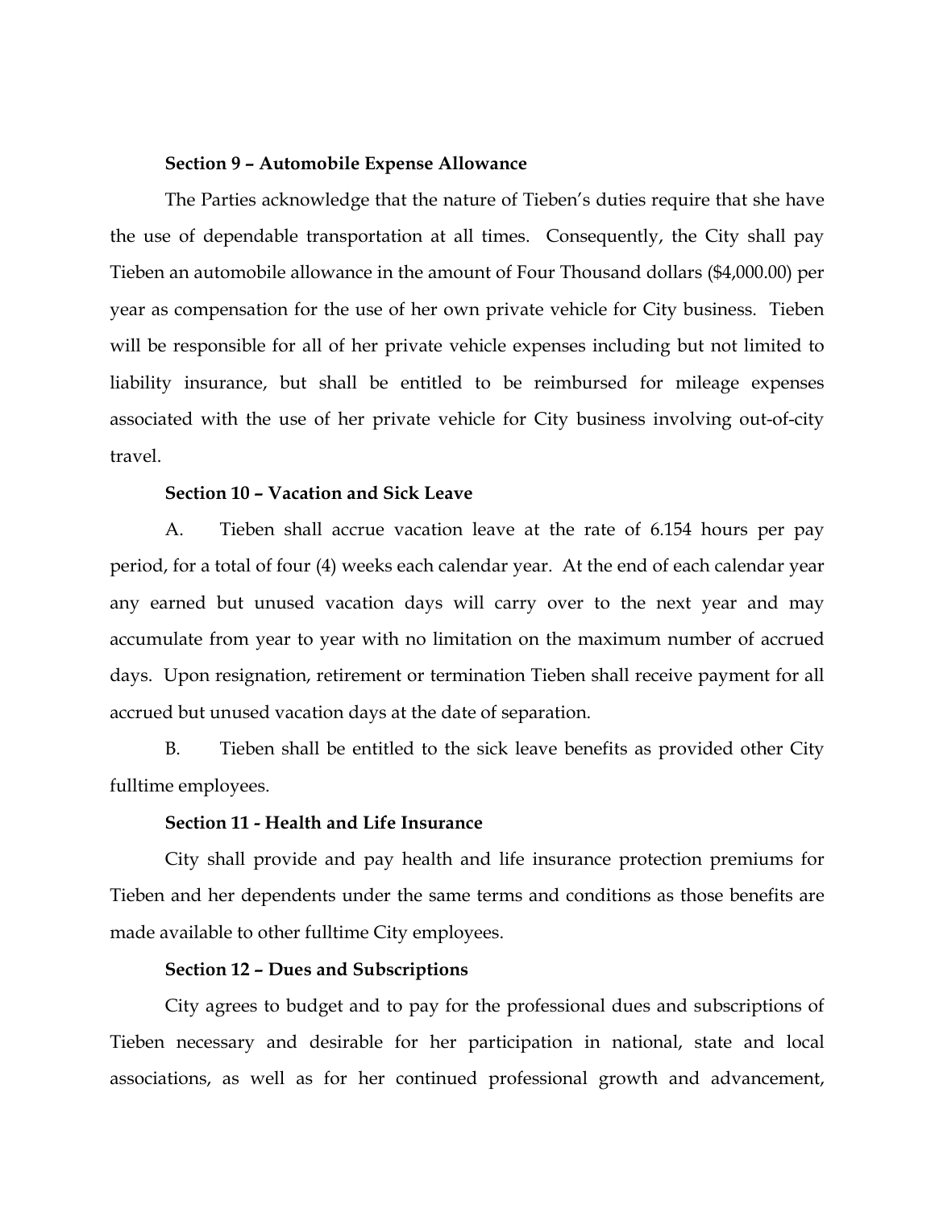**Section 9 – Automobile Expense Allowance**

The Parties acknowledge that the nature of Tieben's duties require that she have the use of dependable transportation at all times. Consequently, the City shall pay Tieben an automobile allowance in the amount of Four Thousand dollars ($4,000.00) per year as compensation for the use of her own private vehicle for City business. Tieben will be responsible for all of her private vehicle expenses including but not limited to liability insurance, but shall be entitled to be reimbursed for mileage expenses associated with the use of her private vehicle for City business involving out-of-city travel.

**Section 10 – Vacation and Sick Leave**

A. Tieben shall accrue vacation leave at the rate of 6.154 hours per pay period, for a total of four (4) weeks each calendar year. At the end of each calendar year any earned but unused vacation days will carry over to the next year and may accumulate from year to year with no limitation on the maximum number of accrued days. Upon resignation, retirement or termination Tieben shall receive payment for all accrued but unused vacation days at the date of separation.

B. Tieben shall be entitled to the sick leave benefits as provided other City fulltime employees.

**Section 11 - Health and Life Insurance**

City shall provide and pay health and life insurance protection premiums for Tieben and her dependents under the same terms and conditions as those benefits are made available to other fulltime City employees.

**Section 12 – Dues and Subscriptions**

City agrees to budget and to pay for the professional dues and subscriptions of Tieben necessary and desirable for her participation in national, state and local associations, as well as for her continued professional growth and advancement,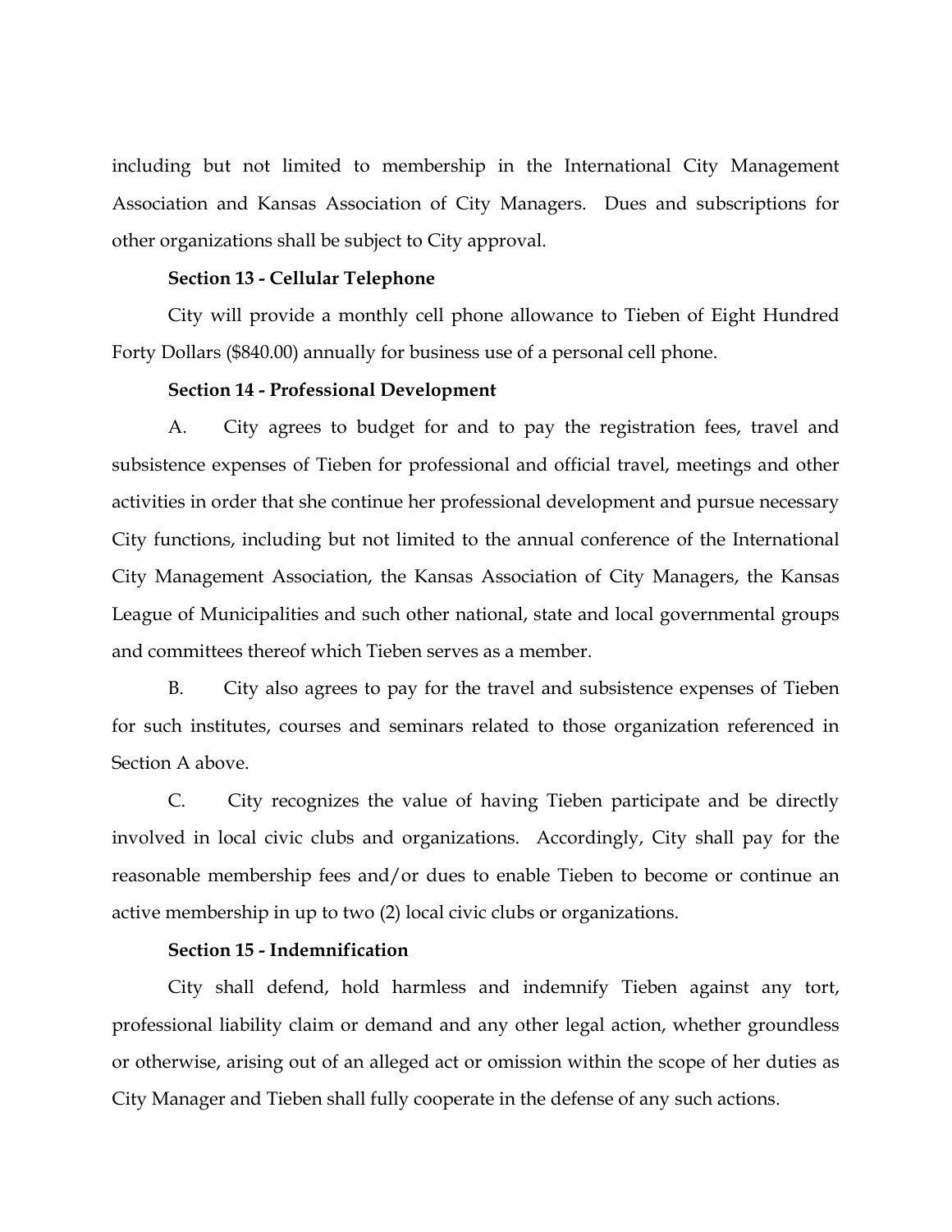including but not limited to membership in the International City Management Association and Kansas Association of City Managers. Dues and subscriptions for other organizations shall be subject to City approval.

**Section 13 - Cellular Telephone**

City will provide a monthly cell phone allowance to Tieben of Eight Hundred Forty Dollars ($840.00) annually for business use of a personal cell phone.

**Section 14 - Professional Development**

A. City agrees to budget for and to pay the registration fees, travel and subsistence expenses of Tieben for professional and official travel, meetings and other activities in order that she continue her professional development and pursue necessary City functions, including but not limited to the annual conference of the International City Management Association, the Kansas Association of City Managers, the Kansas League of Municipalities and such other national, state and local governmental groups and committees thereof which Tieben serves as a member.

B. City also agrees to pay for the travel and subsistence expenses of Tieben for such institutes, courses and seminars related to those organization referenced in Section A above.

C. City recognizes the value of having Tieben participate and be directly involved in local civic clubs and organizations. Accordingly, City shall pay for the reasonable membership fees and/or dues to enable Tieben to become or continue an active membership in up to two (2) local civic clubs or organizations.

**Section 15 - Indemnification**

City shall defend, hold harmless and indemnify Tieben against any tort, professional liability claim or demand and any other legal action, whether groundless or otherwise, arising out of an alleged act or omission within the scope of her duties as City Manager and Tieben shall fully cooperate in the defense of any such actions.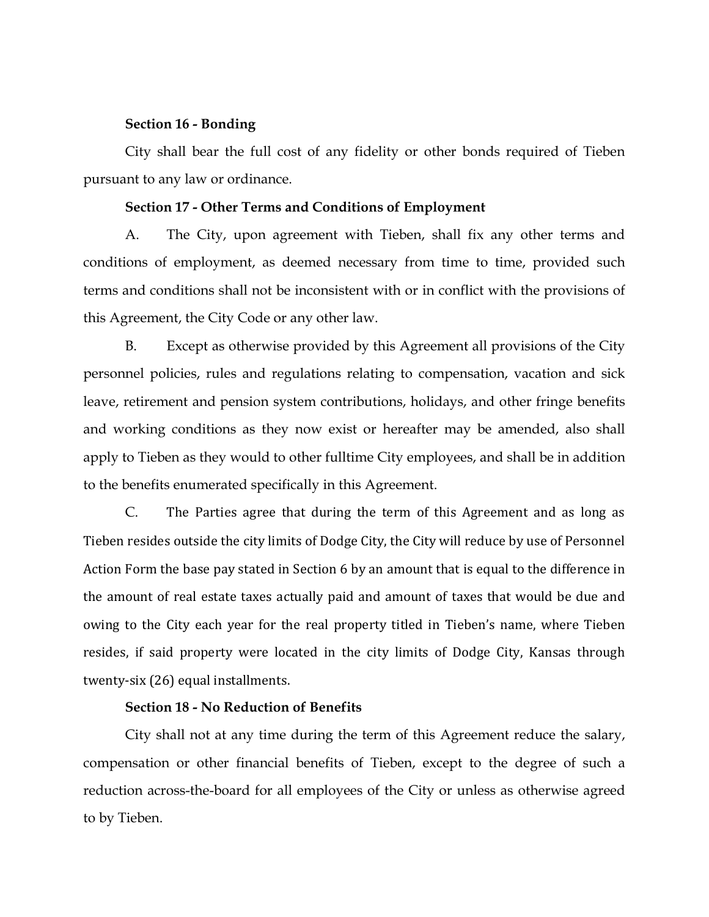**Section 16 - Bonding**

City shall bear the full cost of any fidelity or other bonds required of Tieben pursuant to any law or ordinance.

**Section 17 - Other Terms and Conditions of Employment**

A. The City, upon agreement with Tieben, shall fix any other terms and conditions of employment, as deemed necessary from time to time, provided such terms and conditions shall not be inconsistent with or in conflict with the provisions of this Agreement, the City Code or any other law.

B. Except as otherwise provided by this Agreement all provisions of the City personnel policies, rules and regulations relating to compensation, vacation and sick leave, retirement and pension system contributions, holidays, and other fringe benefits and working conditions as they now exist or hereafter may be amended, also shall apply to Tieben as they would to other fulltime City employees, and shall be in addition to the benefits enumerated specifically in this Agreement.

C. The Parties agree that during the term of this Agreement and as long as Tieben resides outside the city limits of Dodge City, the City will reduce by use of Personnel Action Form the base pay stated in Section 6 by an amount that is equal to the difference in the amount of real estate taxes actually paid and amount of taxes that would be due and owing to the City each year for the real property titled in Tieben's name, where Tieben resides, if said property were located in the city limits of Dodge City, Kansas through twenty-six (26) equal installments.

**Section 18 - No Reduction of Benefits**

City shall not at any time during the term of this Agreement reduce the salary, compensation or other financial benefits of Tieben, except to the degree of such a reduction across-the-board for all employees of the City or unless as otherwise agreed to by Tieben.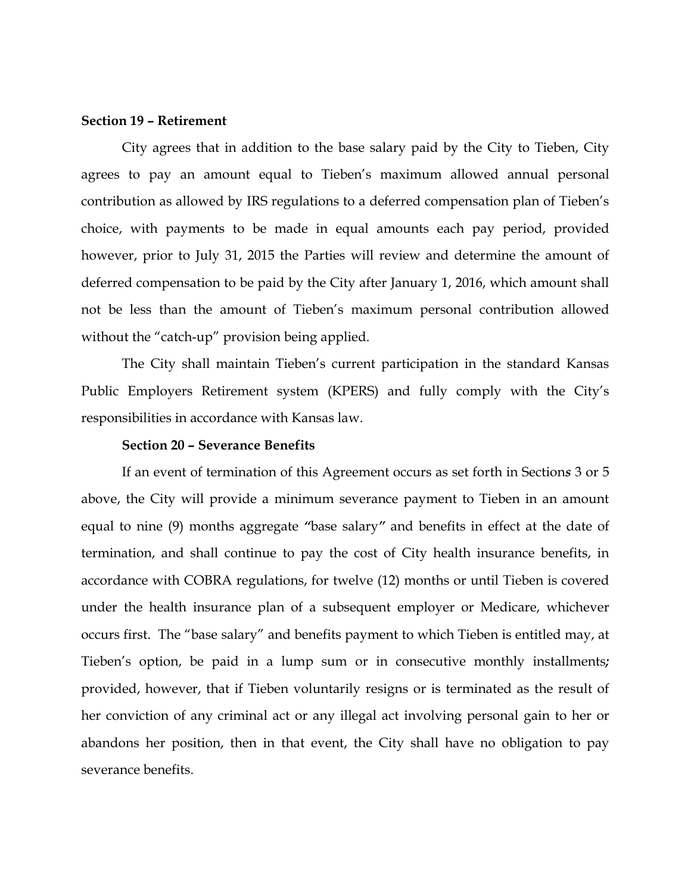**Section 19 – Retirement**

City agrees that in addition to the base salary paid by the City to Tieben, City agrees to pay an amount equal to Tieben's maximum allowed annual personal contribution as allowed by IRS regulations to a deferred compensation plan of Tieben's choice, with payments to be made in equal amounts each pay period, provided however, prior to July 31, 2015 the Parties will review and determine the amount of deferred compensation to be paid by the City after January 1, 2016, which amount shall not be less than the amount of Tieben's maximum personal contribution allowed without the "catch-up" provision being applied.

The City shall maintain Tieben's current participation in the standard Kansas Public Employers Retirement system (KPERS) and fully comply with the City's responsibilities in accordance with Kansas law.

**Section 20 – Severance Benefits**

If an event of termination of this Agreement occurs as set forth in Section*s* 3 or 5 above, the City will provide a minimum severance payment to Tieben in an amount equal to nine (9) months aggregate "base salary" and benefits in effect at the date of termination, and shall continue to pay the cost of City health insurance benefits, in accordance with COBRA regulations, for twelve (12) months or until Tieben is covered under the health insurance plan of a subsequent employer or Medicare, whichever occurs first. The "base salary" and benefits payment to which Tieben is entitled may, at Tieben's option, be paid in a lump sum or in consecutive monthly installments; provided, however, that if Tieben voluntarily resigns or is terminated as the result of her conviction of any criminal act or any illegal act involving personal gain to her or abandons her position, then in that event, the City shall have no obligation to pay severance benefits.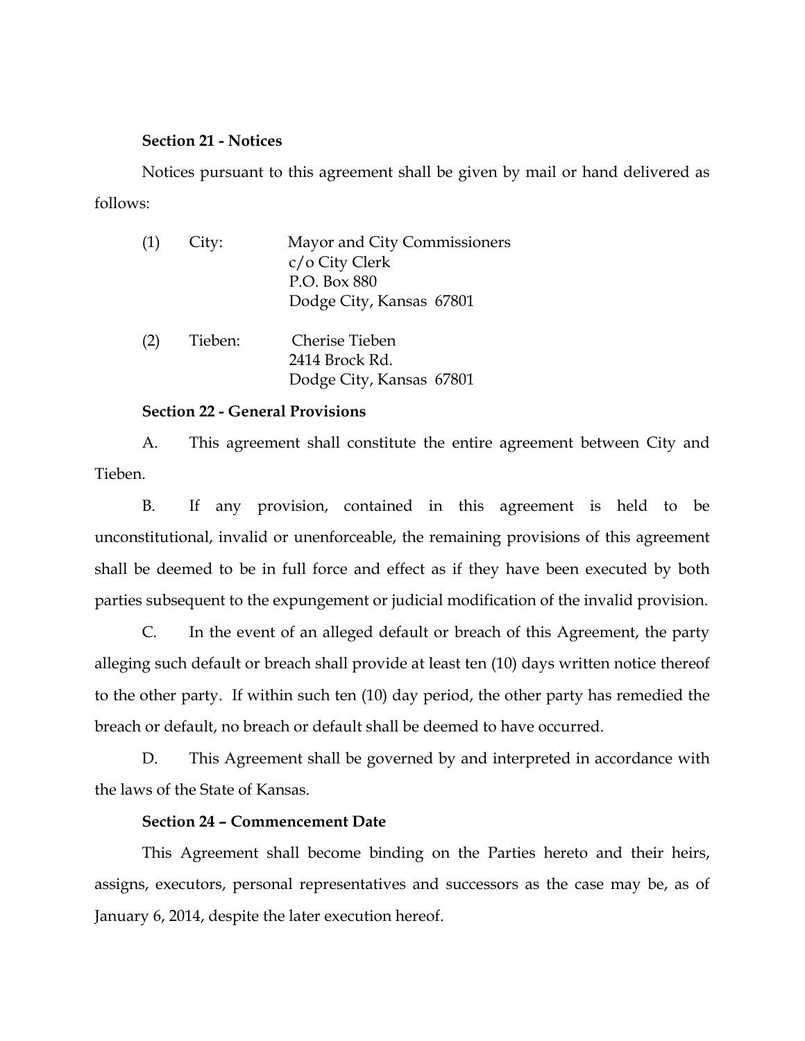**Section 21 - Notices**

Notices pursuant to this agreement shall be given by mail or hand delivered as follows:

(1) City: Mayor and City Commissioners
c/o City Clerk
P.O. Box 880
Dodge City, Kansas 67801

(2) Tieben: Cherise Tieben
2414 Brock Rd.
Dodge City, Kansas 67801

**Section 22 - General Provisions**

A. This agreement shall constitute the entire agreement between City and Tieben.

B. If any provision, contained in this agreement is held to be unconstitutional, invalid or unenforceable, the remaining provisions of this agreement shall be deemed to be in full force and effect as if they have been executed by both parties subsequent to the expungement or judicial modification of the invalid provision.

C. In the event of an alleged default or breach of this Agreement, the party alleging such default or breach shall provide at least ten (10) days written notice thereof to the other party. If within such ten (10) day period, the other party has remedied the breach or default, no breach or default shall be deemed to have occurred.

D. This Agreement shall be governed by and interpreted in accordance with the laws of the State of Kansas.

**Section 24 – Commencement Date**

This Agreement shall become binding on the Parties hereto and their heirs, assigns, executors, personal representatives and successors as the case may be, as of January 6, 2014, despite the later execution hereof.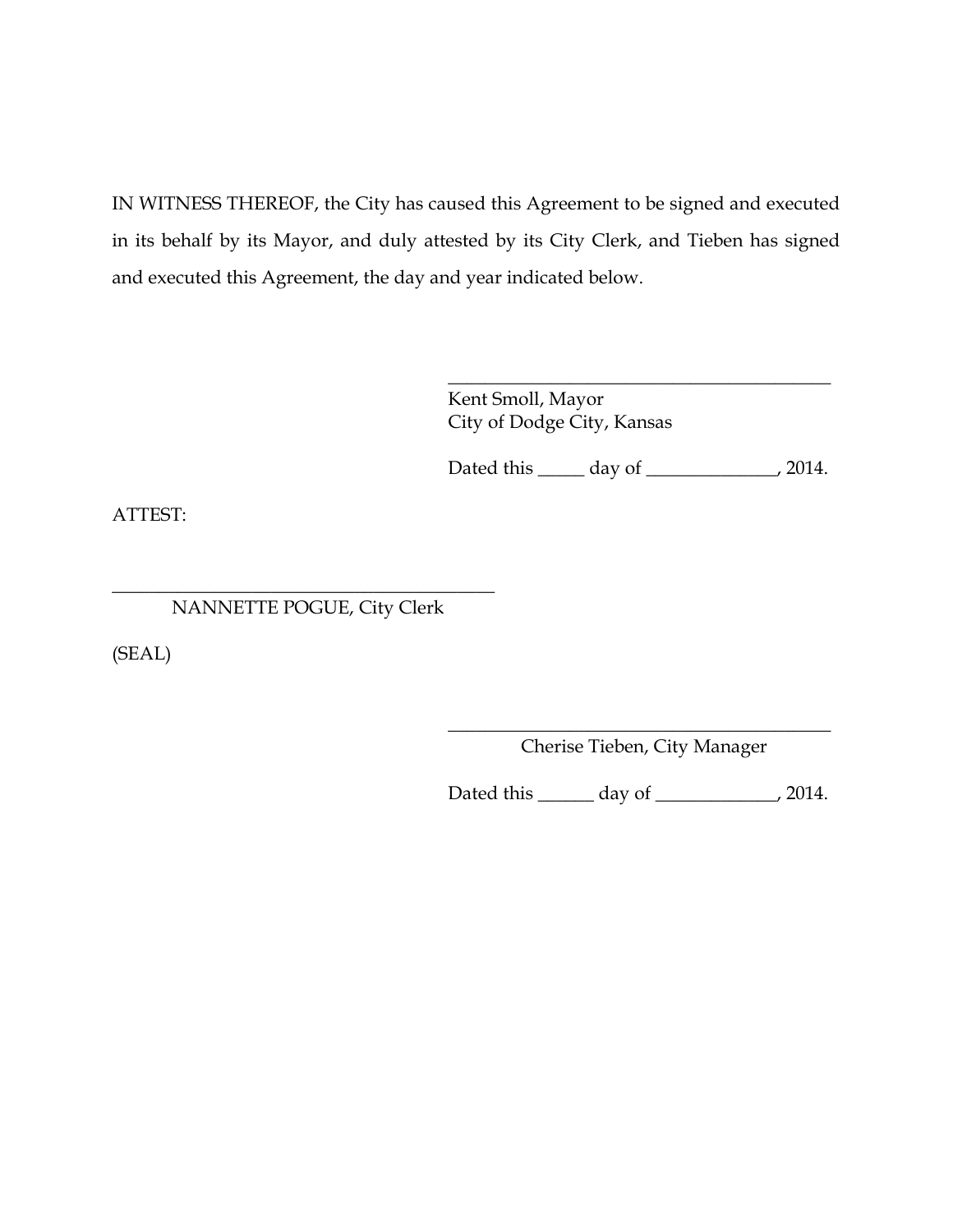IN WITNESS THEREOF, the City has caused this Agreement to be signed and executed in its behalf by its Mayor, and duly attested by its City Clerk, and Tieben has signed and executed this Agreement, the day and year indicated below.

\_\_\_\_\_\_\_\_\_\_\_\_\_\_\_\_\_\_\_\_\_\_\_\_\_\_\_\_\_\_\_\_\_\_\_\_\_\_\_\_\_\_
Kent Smoll, Mayor
City of Dodge City, Kansas

Dated this _____ day of ______________, 2014.

ATTEST:

\_\_\_\_\_\_\_\_\_\_\_\_\_\_\_\_\_\_\_\_\_\_\_\_\_\_\_\_\_\_\_\_\_\_\_\_\_\_\_\_\_\_
NANNETTE POGUE, City Clerk

(SEAL)

\_\_\_\_\_\_\_\_\_\_\_\_\_\_\_\_\_\_\_\_\_\_\_\_\_\_\_\_\_\_\_\_\_\_\_\_\_\_\_\_\_\_
Cherise Tieben, City Manager

Dated this ______ day of _____________, 2014.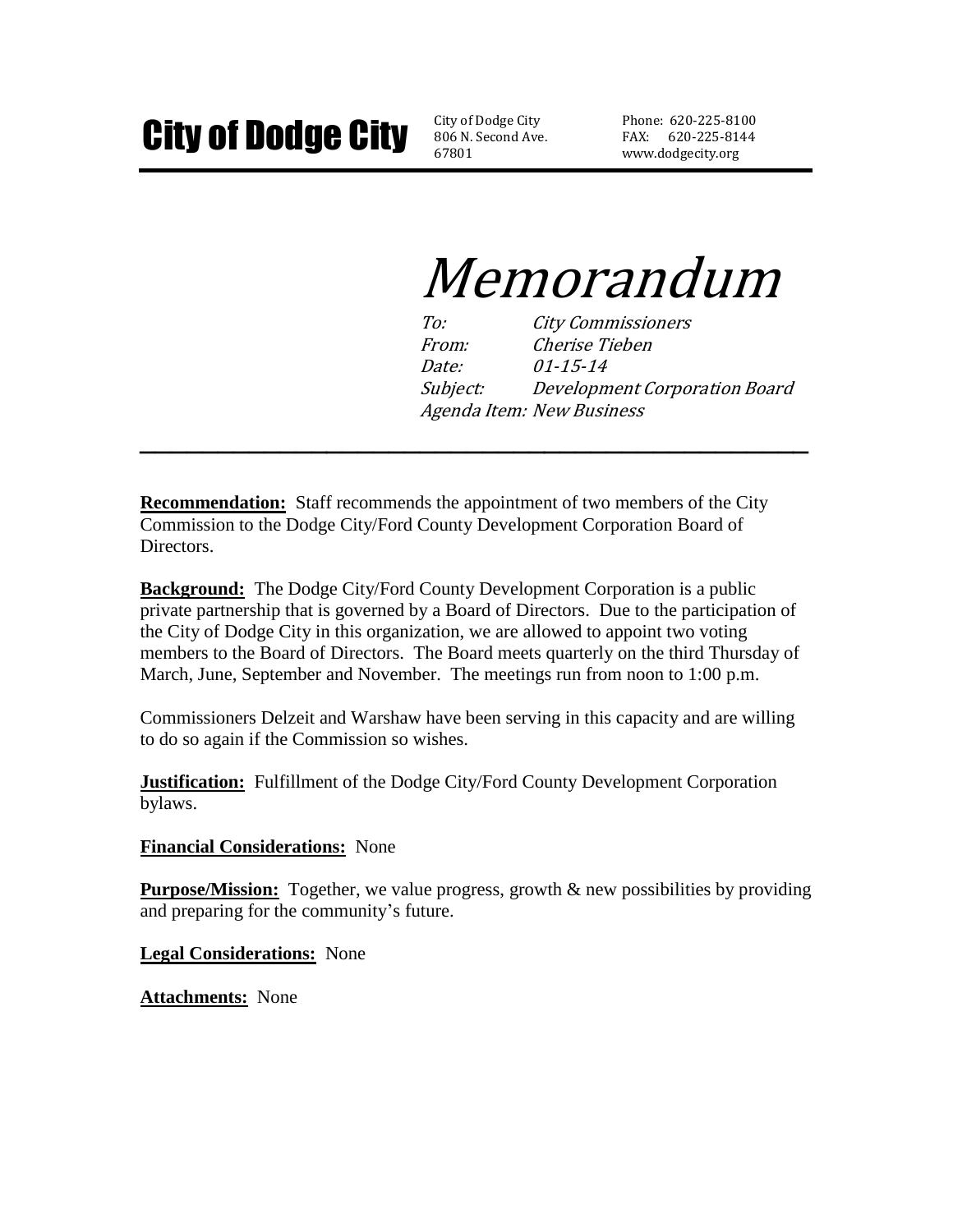# City of Dodge City

City of Dodge City
806 N. Second Ave.
67801

Phone: 620-225-8100
FAX: 620-225-8144
www.dodgecity.org

# *Memorandum*

*To:* *City Commissioners*
*From:* *Cherise Tieben*
*Date:* *01-15-14*
*Subject:* *Development Corporation Board*
*Agenda Item: New Business*

---

**Recommendation:** Staff recommends the appointment of two members of the City Commission to the Dodge City/Ford County Development Corporation Board of Directors.

**Background:** The Dodge City/Ford County Development Corporation is a public private partnership that is governed by a Board of Directors. Due to the participation of the City of Dodge City in this organization, we are allowed to appoint two voting members to the Board of Directors. The Board meets quarterly on the third Thursday of March, June, September and November. The meetings run from noon to 1:00 p.m.

Commissioners Delzeit and Warshaw have been serving in this capacity and are willing to do so again if the Commission so wishes.

**Justification:** Fulfillment of the Dodge City/Ford County Development Corporation bylaws.

**Financial Considerations:** None

**Purpose/Mission:** Together, we value progress, growth & new possibilities by providing and preparing for the community's future.

**Legal Considerations:** None

**Attachments:** None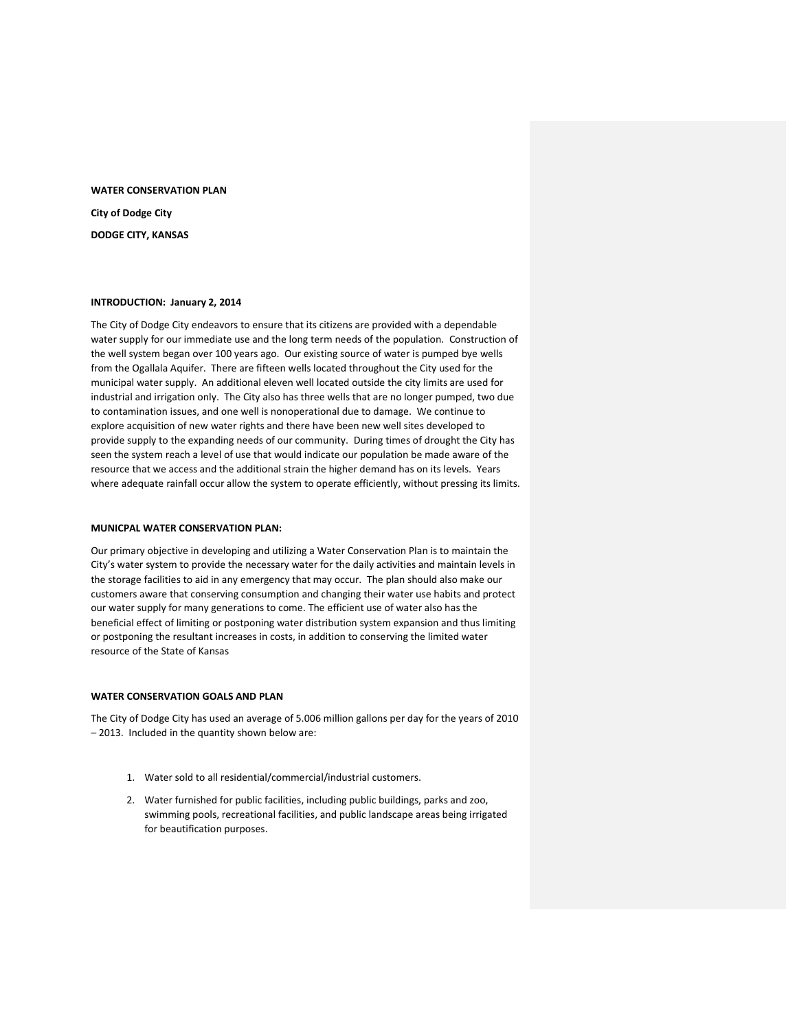**WATER CONSERVATION PLAN**

**City of Dodge City**

**DODGE CITY, KANSAS**

**INTRODUCTION: January 2, 2014**

The City of Dodge City endeavors to ensure that its citizens are provided with a dependable water supply for our immediate use and the long term needs of the population. Construction of the well system began over 100 years ago. Our existing source of water is pumped bye wells from the Ogallala Aquifer. There are fifteen wells located throughout the City used for the municipal water supply. An additional eleven well located outside the city limits are used for industrial and irrigation only. The City also has three wells that are no longer pumped, two due to contamination issues, and one well is nonoperational due to damage. We continue to explore acquisition of new water rights and there have been new well sites developed to provide supply to the expanding needs of our community. During times of drought the City has seen the system reach a level of use that would indicate our population be made aware of the resource that we access and the additional strain the higher demand has on its levels. Years where adequate rainfall occur allow the system to operate efficiently, without pressing its limits.

**MUNICPAL WATER CONSERVATION PLAN:**

Our primary objective in developing and utilizing a Water Conservation Plan is to maintain the City's water system to provide the necessary water for the daily activities and maintain levels in the storage facilities to aid in any emergency that may occur. The plan should also make our customers aware that conserving consumption and changing their water use habits and protect our water supply for many generations to come. The efficient use of water also has the beneficial effect of limiting or postponing water distribution system expansion and thus limiting or postponing the resultant increases in costs, in addition to conserving the limited water resource of the State of Kansas

**WATER CONSERVATION GOALS AND PLAN**

The City of Dodge City has used an average of 5.006 million gallons per day for the years of 2010 – 2013. Included in the quantity shown below are:

1. Water sold to all residential/commercial/industrial customers.
2. Water furnished for public facilities, including public buildings, parks and zoo, swimming pools, recreational facilities, and public landscape areas being irrigated for beautification purposes.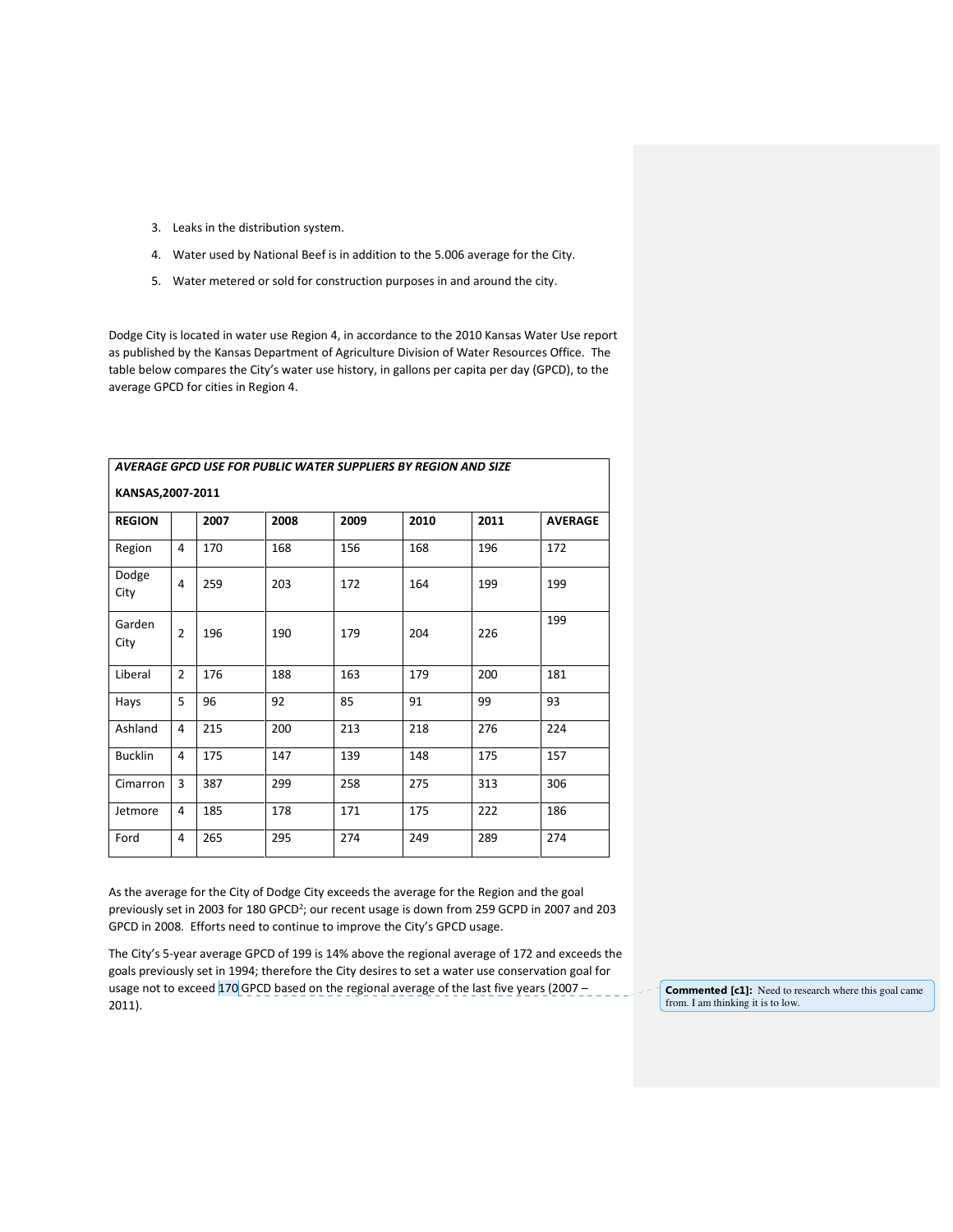3. Leaks in the distribution system.
4. Water used by National Beef is in addition to the 5.006 average for the City.
5. Water metered or sold for construction purposes in and around the city.

Dodge City is located in water use Region 4, in accordance to the 2010 Kansas Water Use report as published by the Kansas Department of Agriculture Division of Water Resources Office. The table below compares the City's water use history, in gallons per capita per day (GPCD), to the average GPCD for cities in Region 4.

***AVERAGE GPCD USE FOR PUBLIC WATER SUPPLIERS BY REGION AND SIZE***

**KANSAS,2007-2011**

| REGION | | 2007 | 2008 | 2009 | 2010 | 2011 | AVERAGE |
|---|---|---|---|---|---|---|---|
| Region | 4 | 170 | 168 | 156 | 168 | 196 | 172 |
| Dodge City | 4 | 259 | 203 | 172 | 164 | 199 | 199 |
| Garden City | 2 | 196 | 190 | 179 | 204 | 226 | 199 |
| Liberal | 2 | 176 | 188 | 163 | 179 | 200 | 181 |
| Hays | 5 | 96 | 92 | 85 | 91 | 99 | 93 |
| Ashland | 4 | 215 | 200 | 213 | 218 | 276 | 224 |
| Bucklin | 4 | 175 | 147 | 139 | 148 | 175 | 157 |
| Cimarron | 3 | 387 | 299 | 258 | 275 | 313 | 306 |
| Jetmore | 4 | 185 | 178 | 171 | 175 | 222 | 186 |
| Ford | 4 | 265 | 295 | 274 | 249 | 289 | 274 |

As the average for the City of Dodge City exceeds the average for the Region and the goal previously set in 2003 for 180 GPCD[2]; our recent usage is down from 259 GCPD in 2007 and 203 GPCD in 2008. Efforts need to continue to improve the City's GPCD usage.

The City's 5-year average GPCD of 199 is 14% above the regional average of 172 and exceeds the goals previously set in 1994; therefore the City desires to set a water use conservation goal for usage not to exceed 170 GPCD based on the regional average of the last five years (2007 – 2011).

**Commented [c1]:** Need to research where this goal came from. I am thinking it is to low.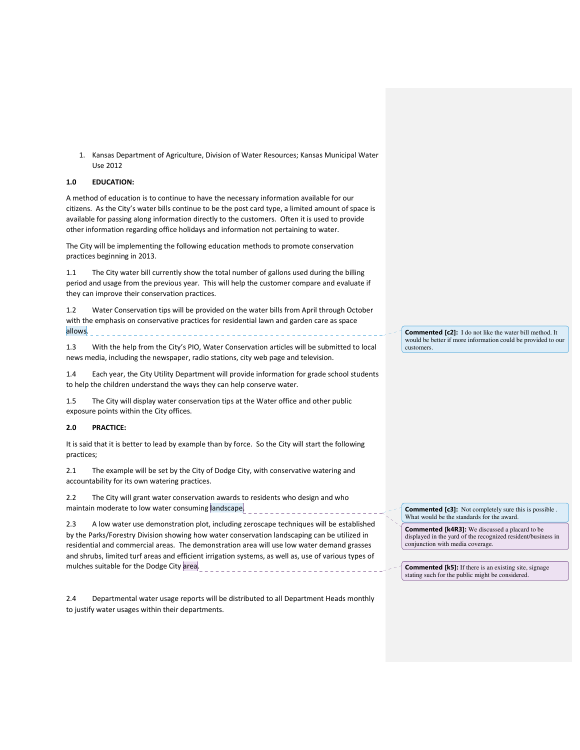1. Kansas Department of Agriculture, Division of Water Resources; Kansas Municipal Water Use 2012

**1.0 EDUCATION:**

A method of education is to continue to have the necessary information available for our citizens. As the City's water bills continue to be the post card type, a limited amount of space is available for passing along information directly to the customers. Often it is used to provide other information regarding office holidays and information not pertaining to water.

The City will be implementing the following education methods to promote conservation practices beginning in 2013.

1.1 The City water bill currently show the total number of gallons used during the billing period and usage from the previous year. This will help the customer compare and evaluate if they can improve their conservation practices.

1.2 Water Conservation tips will be provided on the water bills from April through October with the emphasis on conservative practices for residential lawn and garden care as space allows.

> **Commented [c2]:** I do not like the water bill method. It would be better if more information could be provided to our customers.

1.3 With the help from the City's PIO, Water Conservation articles will be submitted to local news media, including the newspaper, radio stations, city web page and television.

1.4 Each year, the City Utility Department will provide information for grade school students to help the children understand the ways they can help conserve water.

1.5 The City will display water conservation tips at the Water office and other public exposure points within the City offices.

**2.0 PRACTICE:**

It is said that it is better to lead by example than by force. So the City will start the following practices;

2.1 The example will be set by the City of Dodge City, with conservative watering and accountability for its own watering practices.

2.2 The City will grant water conservation awards to residents who design and who maintain moderate to low water consuming landscape.

> **Commented [c3]:** Not completely sure this is possible . What would be the standards for the award.
>
> **Commented [k4R3]:** We discussed a placard to be displayed in the yard of the recognized resident/business in conjunction with media coverage.

2.3 A low water use demonstration plot, including zeroscape techniques will be established by the Parks/Forestry Division showing how water conservation landscaping can be utilized in residential and commercial areas. The demonstration area will use low water demand grasses and shrubs, limited turf areas and efficient irrigation systems, as well as, use of various types of mulches suitable for the Dodge City area.

> **Commented [k5]:** If there is an existing site, signage stating such for the public might be considered.

2.4 Departmental water usage reports will be distributed to all Department Heads monthly to justify water usages within their departments.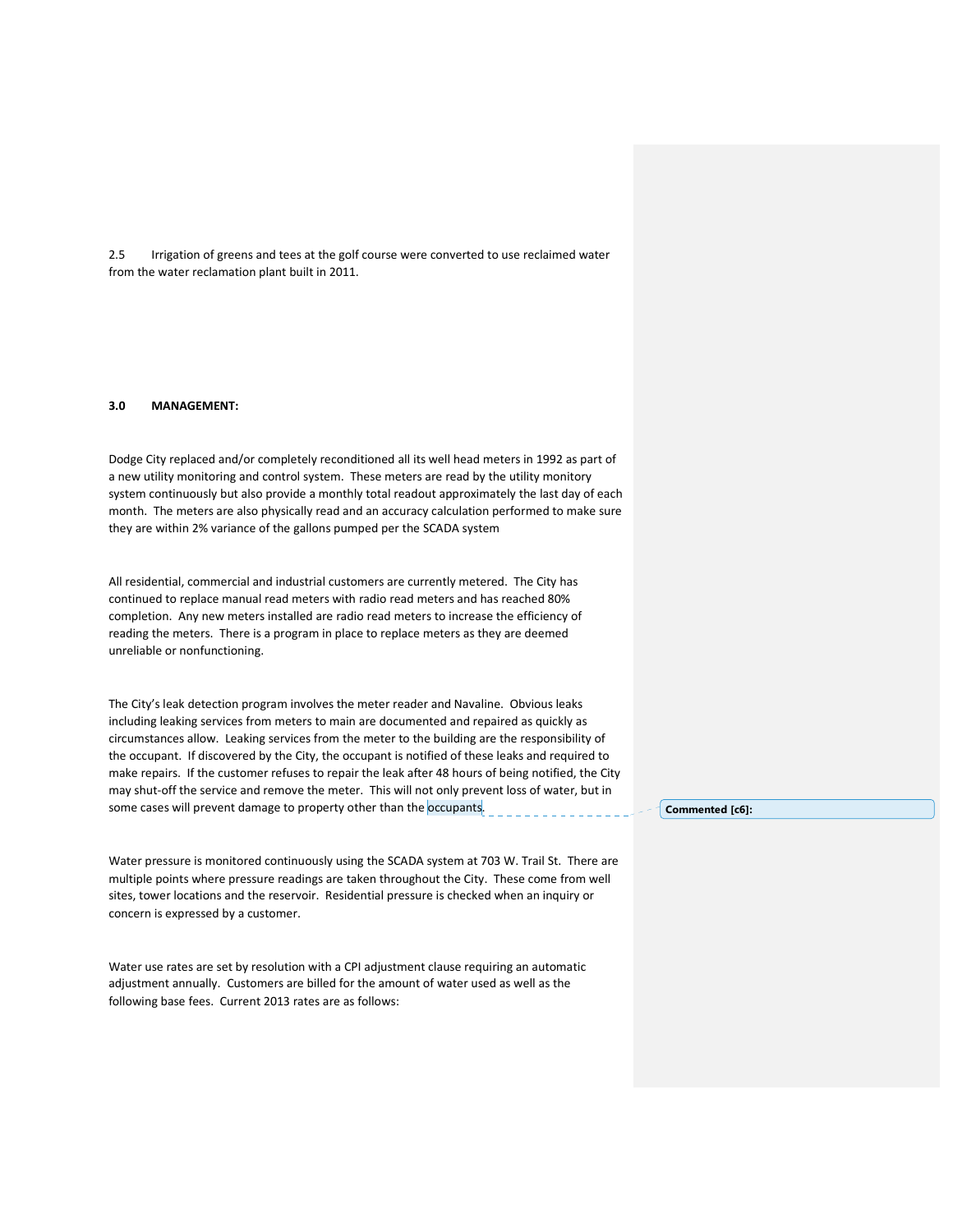2.5 Irrigation of greens and tees at the golf course were converted to use reclaimed water from the water reclamation plant built in 2011.

**3.0 MANAGEMENT:**

Dodge City replaced and/or completely reconditioned all its well head meters in 1992 as part of a new utility monitoring and control system. These meters are read by the utility monitory system continuously but also provide a monthly total readout approximately the last day of each month. The meters are also physically read and an accuracy calculation performed to make sure they are within 2% variance of the gallons pumped per the SCADA system

All residential, commercial and industrial customers are currently metered. The City has continued to replace manual read meters with radio read meters and has reached 80% completion. Any new meters installed are radio read meters to increase the efficiency of reading the meters. There is a program in place to replace meters as they are deemed unreliable or nonfunctioning.

The City's leak detection program involves the meter reader and Navaline. Obvious leaks including leaking services from meters to main are documented and repaired as quickly as circumstances allow. Leaking services from the meter to the building are the responsibility of the occupant. If discovered by the City, the occupant is notified of these leaks and required to make repairs. If the customer refuses to repair the leak after 48 hours of being notified, the City may shut-off the service and remove the meter. This will not only prevent loss of water, but in some cases will prevent damage to property other than the occupants.

Commented [c6]:

Water pressure is monitored continuously using the SCADA system at 703 W. Trail St. There are multiple points where pressure readings are taken throughout the City. These come from well sites, tower locations and the reservoir. Residential pressure is checked when an inquiry or concern is expressed by a customer.

Water use rates are set by resolution with a CPI adjustment clause requiring an automatic adjustment annually. Customers are billed for the amount of water used as well as the following base fees. Current 2013 rates are as follows: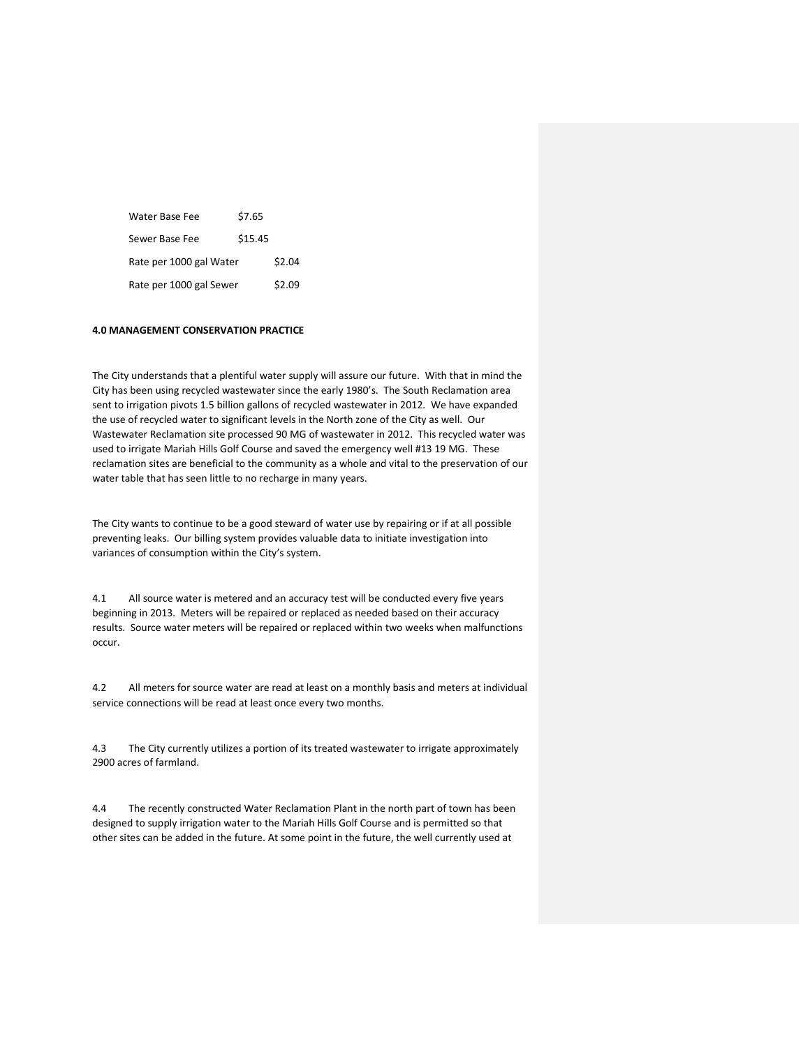| | |
|---|---|
| Water Base Fee | \$7.65 |
| Sewer Base Fee | \$15.45 |
| Rate per 1000 gal Water | \$2.04 |
| Rate per 1000 gal Sewer | \$2.09 |

**4.0 MANAGEMENT CONSERVATION PRACTICE**

The City understands that a plentiful water supply will assure our future. With that in mind the City has been using recycled wastewater since the early 1980's. The South Reclamation area sent to irrigation pivots 1.5 billion gallons of recycled wastewater in 2012. We have expanded the use of recycled water to significant levels in the North zone of the City as well. Our Wastewater Reclamation site processed 90 MG of wastewater in 2012. This recycled water was used to irrigate Mariah Hills Golf Course and saved the emergency well #13 19 MG. These reclamation sites are beneficial to the community as a whole and vital to the preservation of our water table that has seen little to no recharge in many years.

The City wants to continue to be a good steward of water use by repairing or if at all possible preventing leaks. Our billing system provides valuable data to initiate investigation into variances of consumption within the City's system.

4.1 All source water is metered and an accuracy test will be conducted every five years beginning in 2013. Meters will be repaired or replaced as needed based on their accuracy results. Source water meters will be repaired or replaced within two weeks when malfunctions occur.

4.2 All meters for source water are read at least on a monthly basis and meters at individual service connections will be read at least once every two months.

4.3 The City currently utilizes a portion of its treated wastewater to irrigate approximately 2900 acres of farmland.

4.4 The recently constructed Water Reclamation Plant in the north part of town has been designed to supply irrigation water to the Mariah Hills Golf Course and is permitted so that other sites can be added in the future. At some point in the future, the well currently used at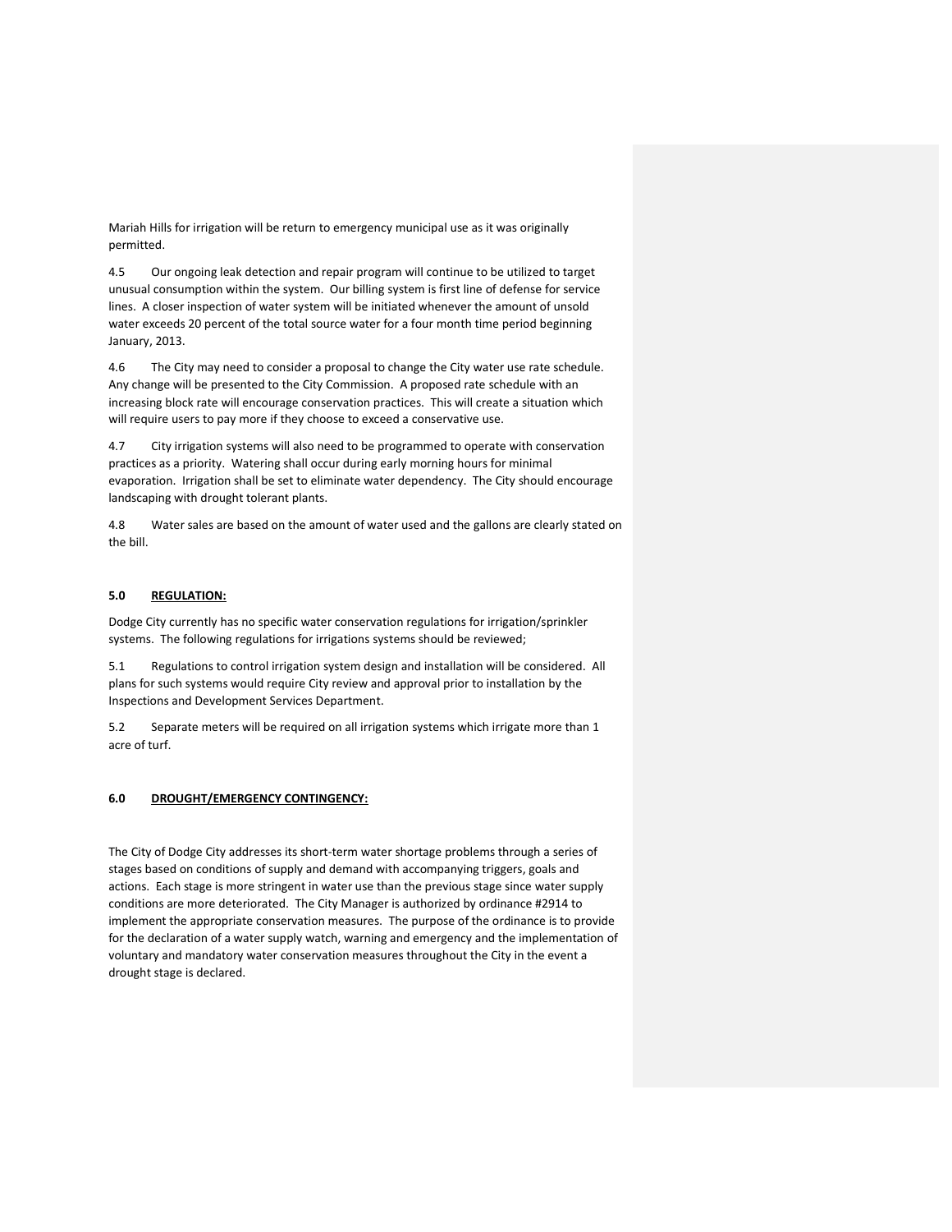Mariah Hills for irrigation will be return to emergency municipal use as it was originally permitted.

4.5 Our ongoing leak detection and repair program will continue to be utilized to target unusual consumption within the system. Our billing system is first line of defense for service lines. A closer inspection of water system will be initiated whenever the amount of unsold water exceeds 20 percent of the total source water for a four month time period beginning January, 2013.

4.6 The City may need to consider a proposal to change the City water use rate schedule. Any change will be presented to the City Commission. A proposed rate schedule with an increasing block rate will encourage conservation practices. This will create a situation which will require users to pay more if they choose to exceed a conservative use.

4.7 City irrigation systems will also need to be programmed to operate with conservation practices as a priority. Watering shall occur during early morning hours for minimal evaporation. Irrigation shall be set to eliminate water dependency. The City should encourage landscaping with drought tolerant plants.

4.8 Water sales are based on the amount of water used and the gallons are clearly stated on the bill.

## 5.0 REGULATION:

Dodge City currently has no specific water conservation regulations for irrigation/sprinkler systems. The following regulations for irrigations systems should be reviewed;

5.1 Regulations to control irrigation system design and installation will be considered. All plans for such systems would require City review and approval prior to installation by the Inspections and Development Services Department.

5.2 Separate meters will be required on all irrigation systems which irrigate more than 1 acre of turf.

## 6.0 DROUGHT/EMERGENCY CONTINGENCY:

The City of Dodge City addresses its short-term water shortage problems through a series of stages based on conditions of supply and demand with accompanying triggers, goals and actions. Each stage is more stringent in water use than the previous stage since water supply conditions are more deteriorated. The City Manager is authorized by ordinance #2914 to implement the appropriate conservation measures. The purpose of the ordinance is to provide for the declaration of a water supply watch, warning and emergency and the implementation of voluntary and mandatory water conservation measures throughout the City in the event a drought stage is declared.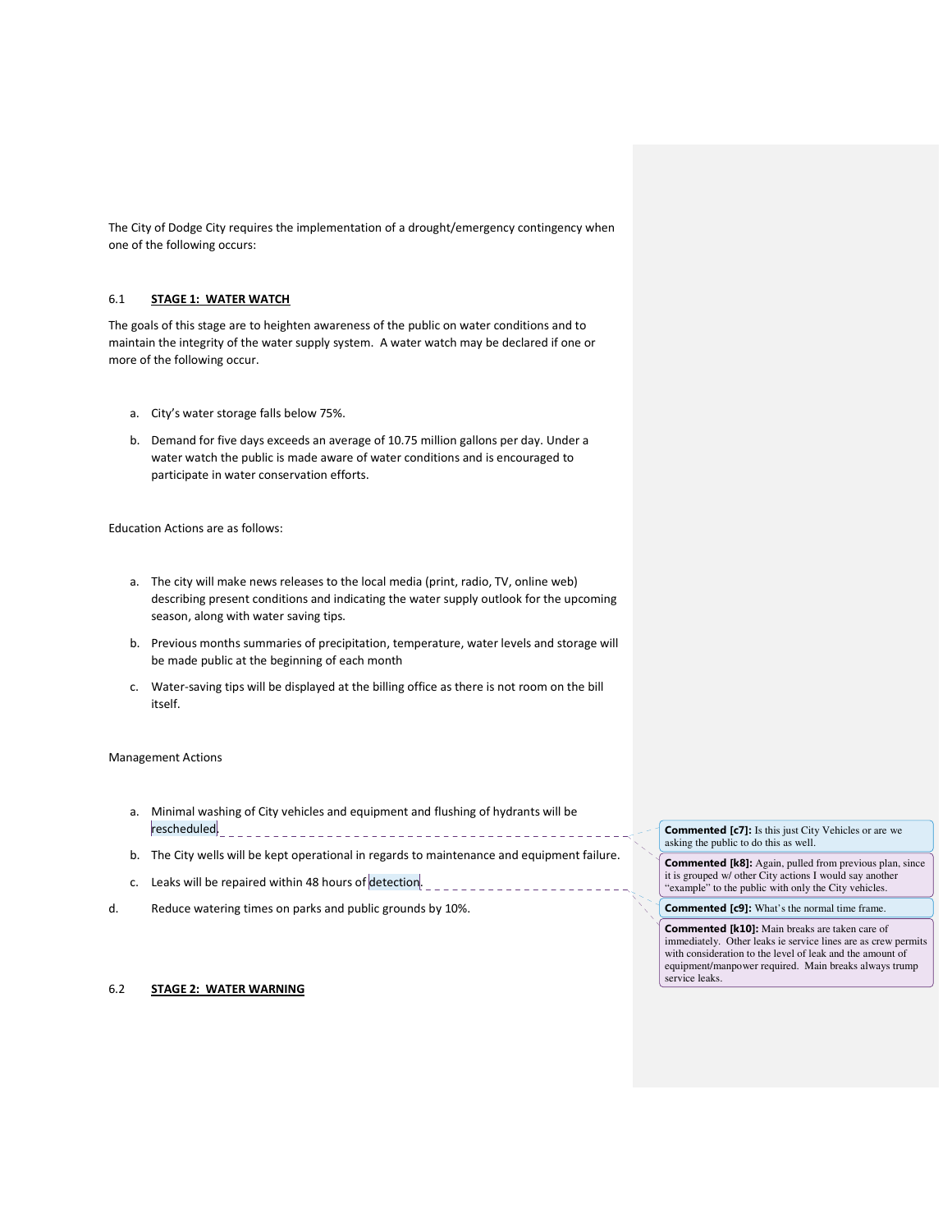The City of Dodge City requires the implementation of a drought/emergency contingency when one of the following occurs:

## 6.1 **STAGE 1: WATER WATCH**

The goals of this stage are to heighten awareness of the public on water conditions and to maintain the integrity of the water supply system. A water watch may be declared if one or more of the following occur.

a. City's water storage falls below 75%.

b. Demand for five days exceeds an average of 10.75 million gallons per day. Under a water watch the public is made aware of water conditions and is encouraged to participate in water conservation efforts.

Education Actions are as follows:

a. The city will make news releases to the local media (print, radio, TV, online web) describing present conditions and indicating the water supply outlook for the upcoming season, along with water saving tips.

b. Previous months summaries of precipitation, temperature, water levels and storage will be made public at the beginning of each month

c. Water-saving tips will be displayed at the billing office as there is not room on the bill itself.

Management Actions

a. Minimal washing of City vehicles and equipment and flushing of hydrants will be rescheduled.

b. The City wells will be kept operational in regards to maintenance and equipment failure.

c. Leaks will be repaired within 48 hours of detection.

d. Reduce watering times on parks and public grounds by 10%.

**Commented [c7]:** Is this just City Vehicles or are we asking the public to do this as well.

**Commented [k8]:** Again, pulled from previous plan, since it is grouped w/ other City actions I would say another "example" to the public with only the City vehicles.

**Commented [c9]:** What's the normal time frame.

**Commented [k10]:** Main breaks are taken care of immediately. Other leaks ie service lines are as crew permits with consideration to the level of leak and the amount of equipment/manpower required. Main breaks always trump service leaks.

## 6.2 **STAGE 2: WATER WARNING**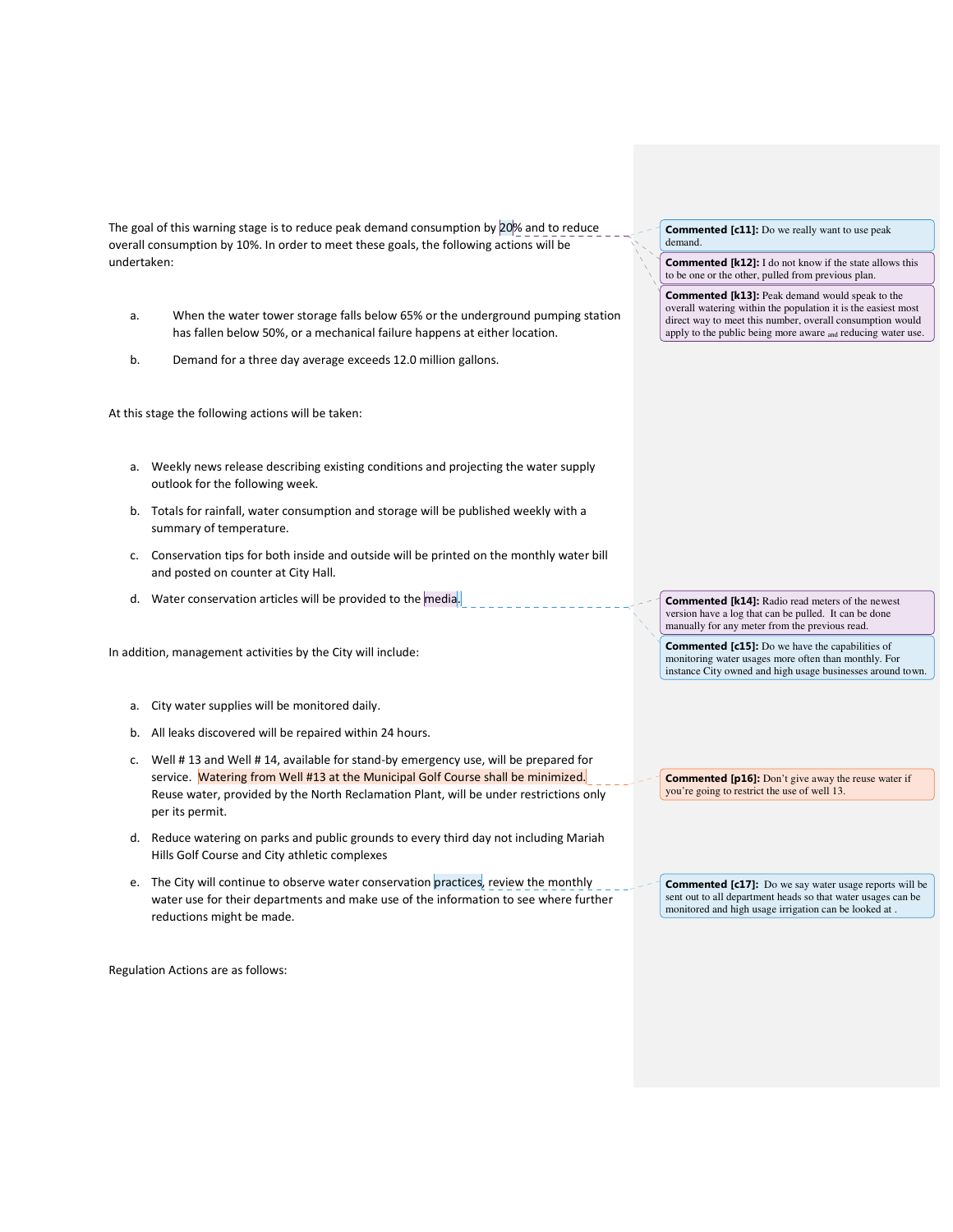The goal of this warning stage is to reduce peak demand consumption by 20% and to reduce overall consumption by 10%. In order to meet these goals, the following actions will be undertaken:

> **Commented [c11]:** Do we really want to use peak demand.
>
> **Commented [k12]:** I do not know if the state allows this to be one or the other, pulled from previous plan.
>
> **Commented [k13]:** Peak demand would speak to the overall watering within the population it is the easiest most direct way to meet this number, overall consumption would apply to the public being more aware and reducing water use.

a. When the water tower storage falls below 65% or the underground pumping station has fallen below 50%, or a mechanical failure happens at either location.

b. Demand for a three day average exceeds 12.0 million gallons.

At this stage the following actions will be taken:

a. Weekly news release describing existing conditions and projecting the water supply outlook for the following week.

b. Totals for rainfall, water consumption and storage will be published weekly with a summary of temperature.

c. Conservation tips for both inside and outside will be printed on the monthly water bill and posted on counter at City Hall.

d. Water conservation articles will be provided to the media.

> **Commented [k14]:** Radio read meters of the newest version have a log that can be pulled. It can be done manually for any meter from the previous read.
>
> **Commented [c15]:** Do we have the capabilities of monitoring water usages more often than monthly. For instance City owned and high usage businesses around town.

In addition, management activities by the City will include:

a. City water supplies will be monitored daily.

b. All leaks discovered will be repaired within 24 hours.

c. Well # 13 and Well # 14, available for stand-by emergency use, will be prepared for service. Watering from Well #13 at the Municipal Golf Course shall be minimized. Reuse water, provided by the North Reclamation Plant, will be under restrictions only per its permit.

> **Commented [p16]:** Don't give away the reuse water if you're going to restrict the use of well 13.

d. Reduce watering on parks and public grounds to every third day not including Mariah Hills Golf Course and City athletic complexes

e. The City will continue to observe water conservation practices, review the monthly water use for their departments and make use of the information to see where further reductions might be made.

> **Commented [c17]:** Do we say water usage reports will be sent out to all department heads so that water usages can be monitored and high usage irrigation can be looked at .

Regulation Actions are as follows: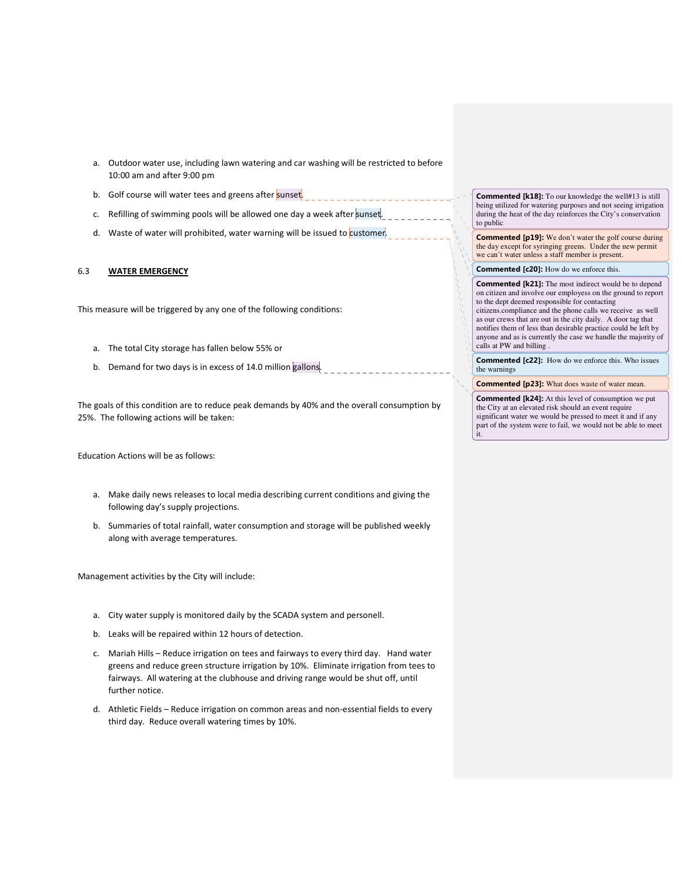a. Outdoor water use, including lawn watering and car washing will be restricted to before 10:00 am and after 9:00 pm

b. Golf course will water tees and greens after sunset.

c. Refilling of swimming pools will be allowed one day a week after sunset.

d. Waste of water will prohibited, water warning will be issued to customer.

## 6.3 **WATER EMERGENCY**

This measure will be triggered by any one of the following conditions:

a. The total City storage has fallen below 55% or

b. Demand for two days is in excess of 14.0 million gallons.

The goals of this condition are to reduce peak demands by 40% and the overall consumption by 25%. The following actions will be taken:

Education Actions will be as follows:

a. Make daily news releases to local media describing current conditions and giving the following day's supply projections.

b. Summaries of total rainfall, water consumption and storage will be published weekly along with average temperatures.

Management activities by the City will include:

a. City water supply is monitored daily by the SCADA system and personell.

b. Leaks will be repaired within 12 hours of detection.

c. Mariah Hills – Reduce irrigation on tees and fairways to every third day. Hand water greens and reduce green structure irrigation by 10%. Eliminate irrigation from tees to fairways. All watering at the clubhouse and driving range would be shut off, until further notice.

d. Athletic Fields – Reduce irrigation on common areas and non-essential fields to every third day. Reduce overall watering times by 10%.

**Commented [k18]:** To our knowledge the well#13 is still being utilized for watering purposes and not seeing irrigation during the heat of the day reinforces the City's conservation to public

**Commented [p19]:** We don't water the golf course during the day except for syringing greens. Under the new permit we can't water unless a staff member is present.

**Commented [c20]:** How do we enforce this.

**Commented [k21]:** The most indirect would be to depend on citizen and involve our employess on the ground to report to the dept deemed responsible for contacting citizens.compliance and the phone calls we receive as well as our crews that are out in the city daily. A door tag that notifies them of less than desirable practice could be left by anyone and as is currently the case we handle the majority of calls at PW and billing .

**Commented [c22]:** How do we enforce this. Who issues the warnings

**Commented [p23]:** What does waste of water mean.

**Commented [k24]:** At this level of consumption we put the City at an elevated risk should an event require significant water we would be pressed to meet it and if any part of the system were to fail, we would not be able to meet it.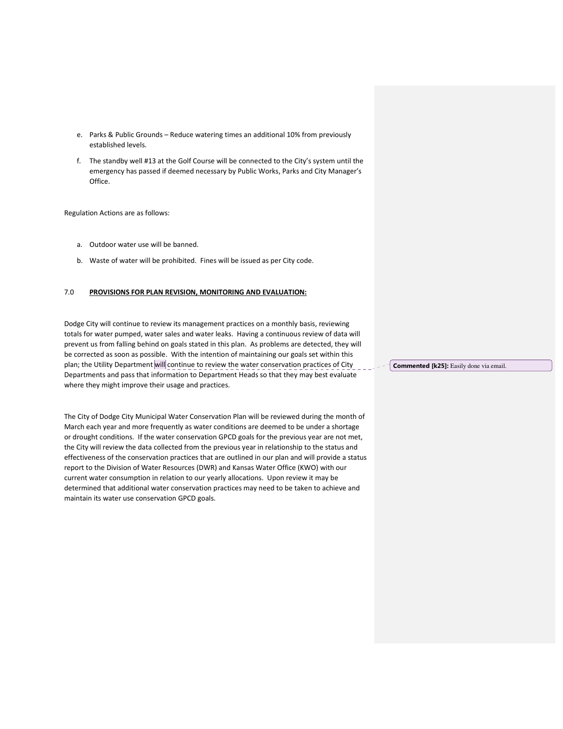e. Parks & Public Grounds – Reduce watering times an additional 10% from previously established levels.

f. The standby well #13 at the Golf Course will be connected to the City's system until the emergency has passed if deemed necessary by Public Works, Parks and City Manager's Office.

Regulation Actions are as follows:

a. Outdoor water use will be banned.

b. Waste of water will be prohibited. Fines will be issued as per City code.

## 7.0 PROVISIONS FOR PLAN REVISION, MONITORING AND EVALUATION:

Dodge City will continue to review its management practices on a monthly basis, reviewing totals for water pumped, water sales and water leaks. Having a continuous review of data will prevent us from falling behind on goals stated in this plan. As problems are detected, they will be corrected as soon as possible. With the intention of maintaining our goals set within this plan; the Utility Department will continue to review the water conservation practices of City Departments and pass that information to Department Heads so that they may best evaluate where they might improve their usage and practices.

**Commented [k25]:** Easily done via email.

The City of Dodge City Municipal Water Conservation Plan will be reviewed during the month of March each year and more frequently as water conditions are deemed to be under a shortage or drought conditions. If the water conservation GPCD goals for the previous year are not met, the City will review the data collected from the previous year in relationship to the status and effectiveness of the conservation practices that are outlined in our plan and will provide a status report to the Division of Water Resources (DWR) and Kansas Water Office (KWO) with our current water consumption in relation to our yearly allocations. Upon review it may be determined that additional water conservation practices may need to be taken to achieve and maintain its water use conservation GPCD goals.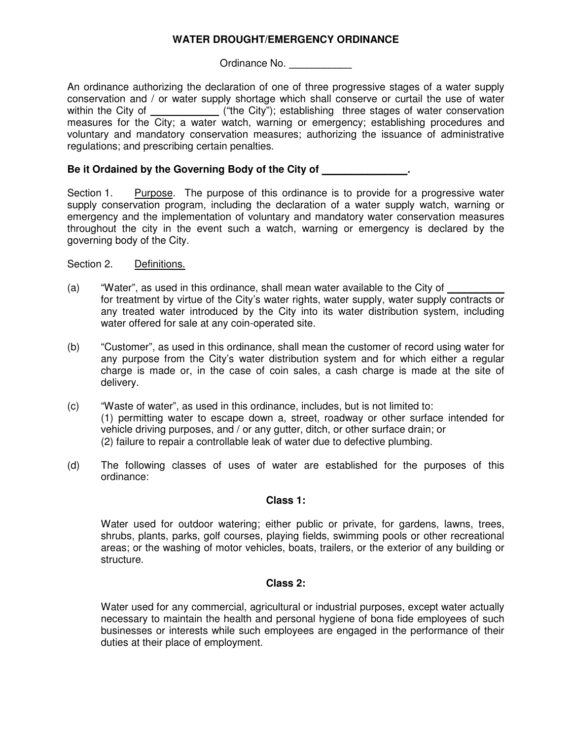**WATER DROUGHT/EMERGENCY ORDINANCE**

Ordinance No. ___________

An ordinance authorizing the declaration of one of three progressive stages of a water supply conservation and / or water supply shortage which shall conserve or curtail the use of water within the City of ____________ ("the City"); establishing three stages of water conservation measures for the City; a water watch, warning or emergency; establishing procedures and voluntary and mandatory conservation measures; authorizing the issuance of administrative regulations; and prescribing certain penalties.

**Be it Ordained by the Governing Body of the City of _______________.**

Section 1. Purpose. The purpose of this ordinance is to provide for a progressive water supply conservation program, including the declaration of a water supply watch, warning or emergency and the implementation of voluntary and mandatory water conservation measures throughout the city in the event such a watch, warning or emergency is declared by the governing body of the City.

Section 2. Definitions.

(a) "Water", as used in this ordinance, shall mean water available to the City of __________ for treatment by virtue of the City's water rights, water supply, water supply contracts or any treated water introduced by the City into its water distribution system, including water offered for sale at any coin-operated site.

(b) "Customer", as used in this ordinance, shall mean the customer of record using water for any purpose from the City's water distribution system and for which either a regular charge is made or, in the case of coin sales, a cash charge is made at the site of delivery.

(c) "Waste of water", as used in this ordinance, includes, but is not limited to:
(1) permitting water to escape down a, street, roadway or other surface intended for vehicle driving purposes, and / or any gutter, ditch, or other surface drain; or
(2) failure to repair a controllable leak of water due to defective plumbing.

(d) The following classes of uses of water are established for the purposes of this ordinance:

**Class 1:**

Water used for outdoor watering; either public or private, for gardens, lawns, trees, shrubs, plants, parks, golf courses, playing fields, swimming pools or other recreational areas; or the washing of motor vehicles, boats, trailers, or the exterior of any building or structure.

**Class 2:**

Water used for any commercial, agricultural or industrial purposes, except water actually necessary to maintain the health and personal hygiene of bona fide employees of such businesses or interests while such employees are engaged in the performance of their duties at their place of employment.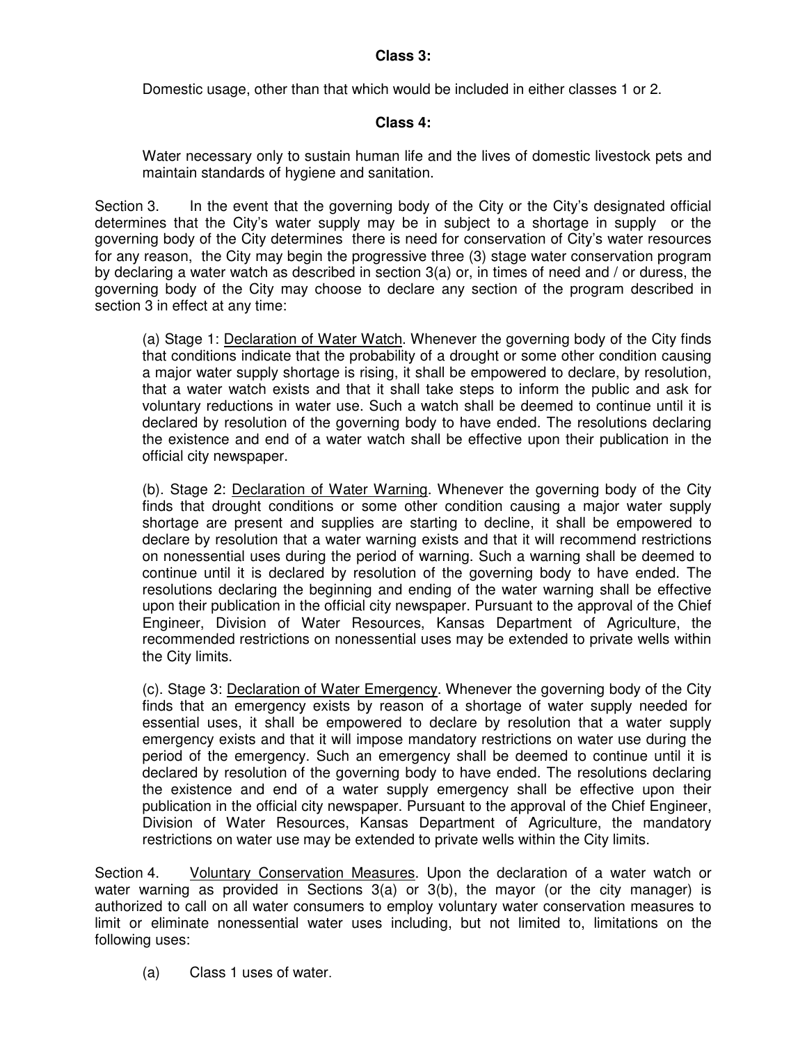**Class 3:**

Domestic usage, other than that which would be included in either classes 1 or 2.

**Class 4:**

Water necessary only to sustain human life and the lives of domestic livestock pets and maintain standards of hygiene and sanitation.

Section 3. In the event that the governing body of the City or the City's designated official determines that the City's water supply may be in subject to a shortage in supply or the governing body of the City determines there is need for conservation of City's water resources for any reason, the City may begin the progressive three (3) stage water conservation program by declaring a water watch as described in section 3(a) or, in times of need and / or duress, the governing body of the City may choose to declare any section of the program described in section 3 in effect at any time:

(a) Stage 1: Declaration of Water Watch. Whenever the governing body of the City finds that conditions indicate that the probability of a drought or some other condition causing a major water supply shortage is rising, it shall be empowered to declare, by resolution, that a water watch exists and that it shall take steps to inform the public and ask for voluntary reductions in water use. Such a watch shall be deemed to continue until it is declared by resolution of the governing body to have ended. The resolutions declaring the existence and end of a water watch shall be effective upon their publication in the official city newspaper.

(b). Stage 2: Declaration of Water Warning. Whenever the governing body of the City finds that drought conditions or some other condition causing a major water supply shortage are present and supplies are starting to decline, it shall be empowered to declare by resolution that a water warning exists and that it will recommend restrictions on nonessential uses during the period of warning. Such a warning shall be deemed to continue until it is declared by resolution of the governing body to have ended. The resolutions declaring the beginning and ending of the water warning shall be effective upon their publication in the official city newspaper. Pursuant to the approval of the Chief Engineer, Division of Water Resources, Kansas Department of Agriculture, the recommended restrictions on nonessential uses may be extended to private wells within the City limits.

(c). Stage 3: Declaration of Water Emergency. Whenever the governing body of the City finds that an emergency exists by reason of a shortage of water supply needed for essential uses, it shall be empowered to declare by resolution that a water supply emergency exists and that it will impose mandatory restrictions on water use during the period of the emergency. Such an emergency shall be deemed to continue until it is declared by resolution of the governing body to have ended. The resolutions declaring the existence and end of a water supply emergency shall be effective upon their publication in the official city newspaper. Pursuant to the approval of the Chief Engineer, Division of Water Resources, Kansas Department of Agriculture, the mandatory restrictions on water use may be extended to private wells within the City limits.

Section 4. Voluntary Conservation Measures. Upon the declaration of a water watch or water warning as provided in Sections 3(a) or 3(b), the mayor (or the city manager) is authorized to call on all water consumers to employ voluntary water conservation measures to limit or eliminate nonessential water uses including, but not limited to, limitations on the following uses:

(a) Class 1 uses of water.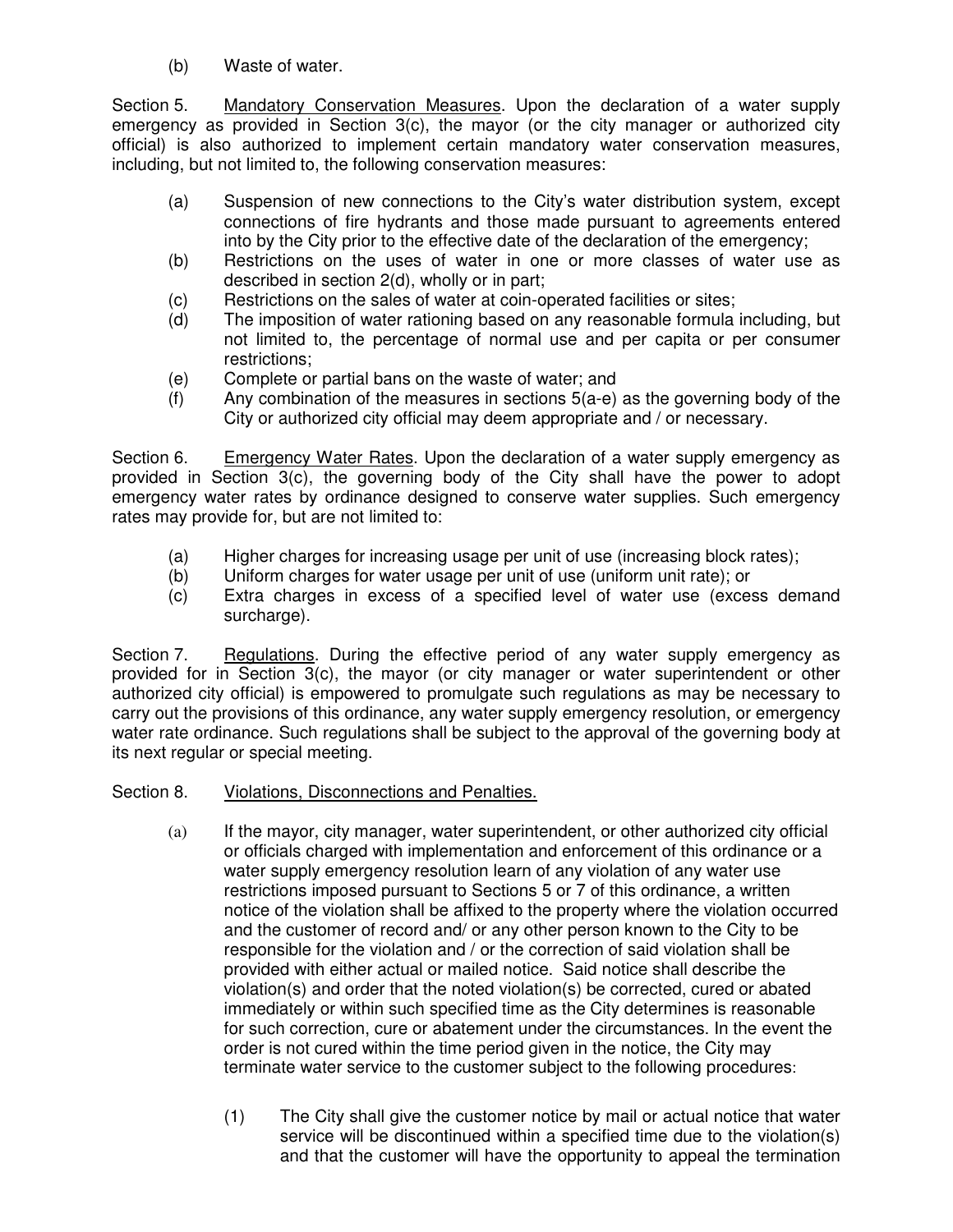(b) Waste of water.

Section 5. Mandatory Conservation Measures. Upon the declaration of a water supply emergency as provided in Section 3(c), the mayor (or the city manager or authorized city official) is also authorized to implement certain mandatory water conservation measures, including, but not limited to, the following conservation measures:

(a) Suspension of new connections to the City's water distribution system, except connections of fire hydrants and those made pursuant to agreements entered into by the City prior to the effective date of the declaration of the emergency;
(b) Restrictions on the uses of water in one or more classes of water use as described in section 2(d), wholly or in part;
(c) Restrictions on the sales of water at coin-operated facilities or sites;
(d) The imposition of water rationing based on any reasonable formula including, but not limited to, the percentage of normal use and per capita or per consumer restrictions;
(e) Complete or partial bans on the waste of water; and
(f) Any combination of the measures in sections 5(a-e) as the governing body of the City or authorized city official may deem appropriate and / or necessary.

Section 6. Emergency Water Rates. Upon the declaration of a water supply emergency as provided in Section 3(c), the governing body of the City shall have the power to adopt emergency water rates by ordinance designed to conserve water supplies. Such emergency rates may provide for, but are not limited to:

(a) Higher charges for increasing usage per unit of use (increasing block rates);
(b) Uniform charges for water usage per unit of use (uniform unit rate); or
(c) Extra charges in excess of a specified level of water use (excess demand surcharge).

Section 7. Regulations. During the effective period of any water supply emergency as provided for in Section 3(c), the mayor (or city manager or water superintendent or other authorized city official) is empowered to promulgate such regulations as may be necessary to carry out the provisions of this ordinance, any water supply emergency resolution, or emergency water rate ordinance. Such regulations shall be subject to the approval of the governing body at its next regular or special meeting.

Section 8. Violations, Disconnections and Penalties.

(a) If the mayor, city manager, water superintendent, or other authorized city official or officials charged with implementation and enforcement of this ordinance or a water supply emergency resolution learn of any violation of any water use restrictions imposed pursuant to Sections 5 or 7 of this ordinance, a written notice of the violation shall be affixed to the property where the violation occurred and the customer of record and/ or any other person known to the City to be responsible for the violation and / or the correction of said violation shall be provided with either actual or mailed notice. Said notice shall describe the violation(s) and order that the noted violation(s) be corrected, cured or abated immediately or within such specified time as the City determines is reasonable for such correction, cure or abatement under the circumstances. In the event the order is not cured within the time period given in the notice, the City may terminate water service to the customer subject to the following procedures:

(1) The City shall give the customer notice by mail or actual notice that water service will be discontinued within a specified time due to the violation(s) and that the customer will have the opportunity to appeal the termination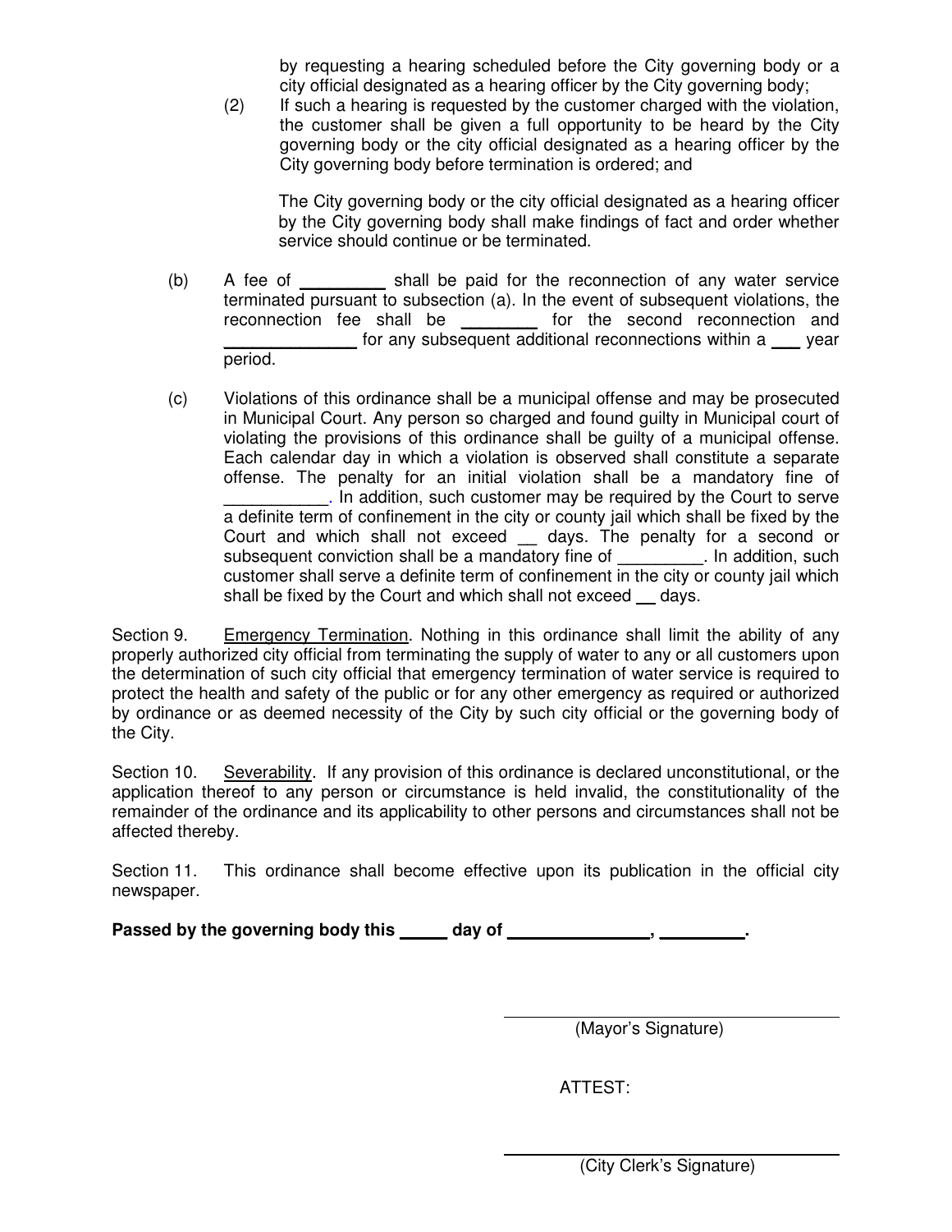by requesting a hearing scheduled before the City governing body or a city official designated as a hearing officer by the City governing body;

(2) If such a hearing is requested by the customer charged with the violation, the customer shall be given a full opportunity to be heard by the City governing body or the city official designated as a hearing officer by the City governing body before termination is ordered; and

The City governing body or the city official designated as a hearing officer by the City governing body shall make findings of fact and order whether service should continue or be terminated.

(b) A fee of _________ shall be paid for the reconnection of any water service terminated pursuant to subsection (a). In the event of subsequent violations, the reconnection fee shall be ________ for the second reconnection and ______________ for any subsequent additional reconnections within a ___ year period.

(c) Violations of this ordinance shall be a municipal offense and may be prosecuted in Municipal Court. Any person so charged and found guilty in Municipal court of violating the provisions of this ordinance shall be guilty of a municipal offense. Each calendar day in which a violation is observed shall constitute a separate offense. The penalty for an initial violation shall be a mandatory fine of ___________. In addition, such customer may be required by the Court to serve a definite term of confinement in the city or county jail which shall be fixed by the Court and which shall not exceed __ days. The penalty for a second or subsequent conviction shall be a mandatory fine of _________. In addition, such customer shall serve a definite term of confinement in the city or county jail which shall be fixed by the Court and which shall not exceed __ days.

Section 9. Emergency Termination. Nothing in this ordinance shall limit the ability of any properly authorized city official from terminating the supply of water to any or all customers upon the determination of such city official that emergency termination of water service is required to protect the health and safety of the public or for any other emergency as required or authorized by ordinance or as deemed necessity of the City by such city official or the governing body of the City.

Section 10. Severability. If any provision of this ordinance is declared unconstitutional, or the application thereof to any person or circumstance is held invalid, the constitutionality of the remainder of the ordinance and its applicability to other persons and circumstances shall not be affected thereby.

Section 11. This ordinance shall become effective upon its publication in the official city newspaper.

**Passed by the governing body this _____ day of _______________, _________.**

_________________________
(Mayor's Signature)

ATTEST:

_________________________
(City Clerk's Signature)